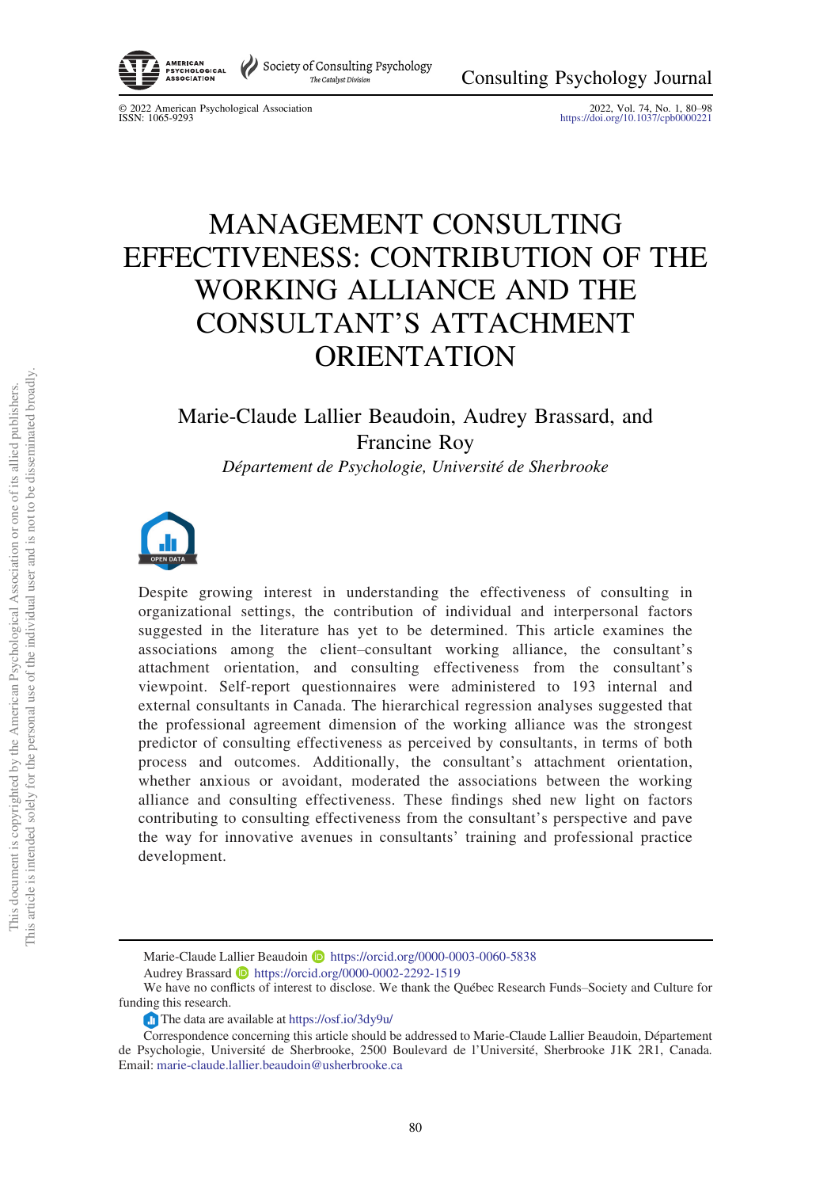# MANAGEMENT CONSULTING EFFECTIVENESS: CONTRIBUTION OF THE WORKING ALLIANCE AND THE CONSULTANT'S ATTACHMENT ORIENTATION

Marie-Claude Lallier Beaudoin, Audrey Brassard, and Francine Roy

*Département de Psychologie, Université de Sherbrooke*

Despite growing interest in understanding the effectiveness of consulting in organizational settings, the contribution of individual and interpersonal factors suggested in the literature has yet to be determined. This article examines the associations among the client–consultant working alliance, the consultant's attachment orientation, and consulting effectiveness from the consultant's viewpoint. Self-report questionnaires were administered to 193 internal and external consultants in Canada. The hierarchical regression analyses suggested that the professional agreement dimension of the working alliance was the strongest predictor of consulting effectiveness as perceived by consultants, in terms of both process and outcomes. Additionally, the consultant's attachment orientation, whether anxious or avoidant, moderated the associations between the working alliance and consulting effectiveness. These findings shed new light on factors contributing to consulting effectiveness from the consultant's perspective and pave the way for innovative avenues in consultants' training and professional practice development.

---

Marie-Claude Lallier Beaudoin https://orcid.org/0000-0003-0060-5838

Audrey Brassard https://orcid.org/0000-0002-2292-1519

We have no conflicts of interest to disclose. We thank the Québec Research Funds–Society and Culture for funding this research.

The data are available at https://osf.io/3dy9u/

Correspondence concerning this article should be addressed to Marie-Claude Lallier Beaudoin, Département de Psychologie, Université de Sherbrooke, 2500 Boulevard de l'Université, Sherbrooke J1K 2R1, Canada. Email: marie-claude.lallier.beaudoin@usherbrooke.ca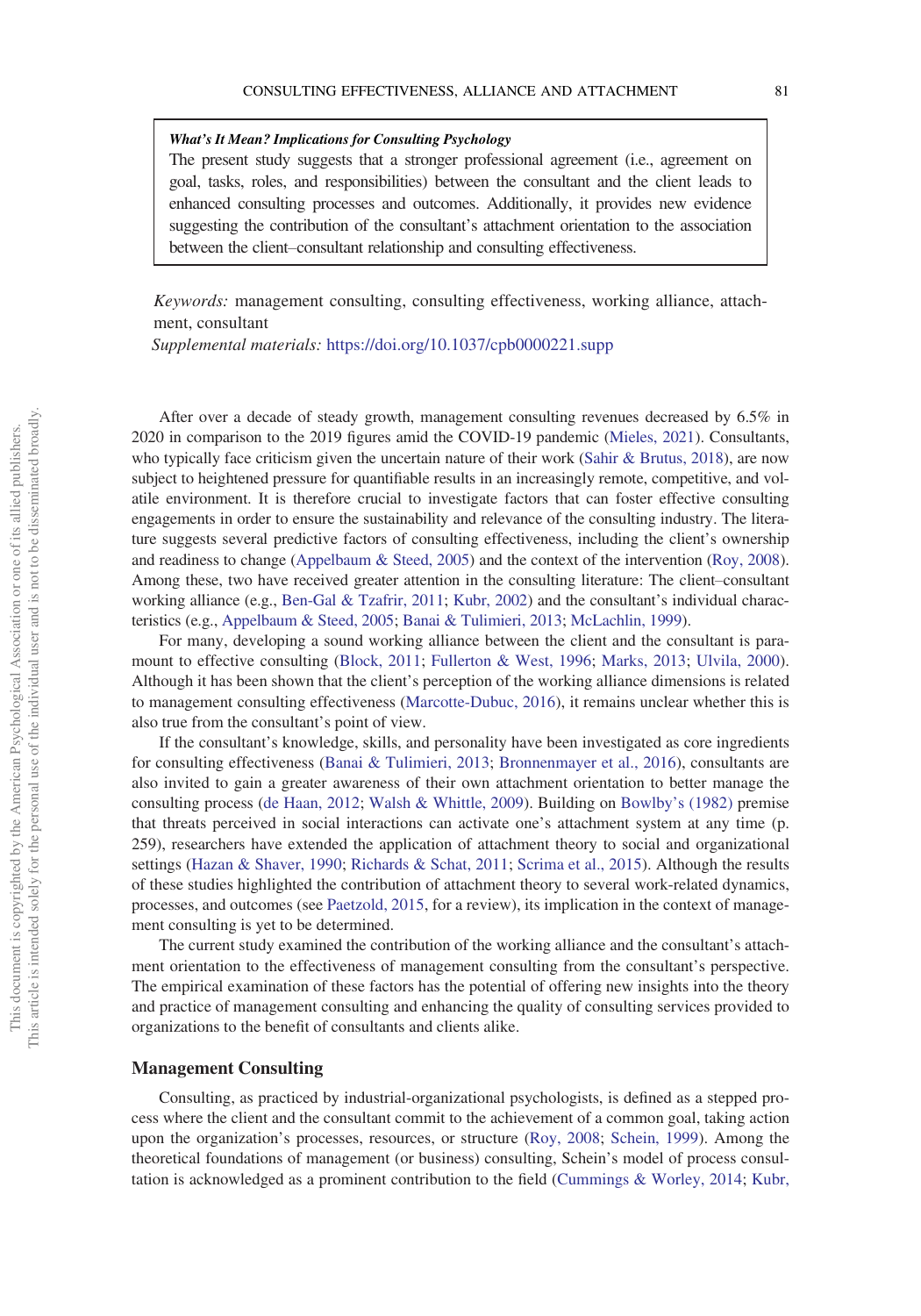> ***What's It Mean? Implications for Consulting Psychology***
> The present study suggests that a stronger professional agreement (i.e., agreement on goal, tasks, roles, and responsibilities) between the consultant and the client leads to enhanced consulting processes and outcomes. Additionally, it provides new evidence suggesting the contribution of the consultant's attachment orientation to the association between the client–consultant relationship and consulting effectiveness.

*Keywords:* management consulting, consulting effectiveness, working alliance, attachment, consultant

*Supplemental materials:* https://doi.org/10.1037/cpb0000221.supp

After over a decade of steady growth, management consulting revenues decreased by 6.5% in 2020 in comparison to the 2019 figures amid the COVID-19 pandemic (Mieles, 2021). Consultants, who typically face criticism given the uncertain nature of their work (Sahir & Brutus, 2018), are now subject to heightened pressure for quantifiable results in an increasingly remote, competitive, and volatile environment. It is therefore crucial to investigate factors that can foster effective consulting engagements in order to ensure the sustainability and relevance of the consulting industry. The literature suggests several predictive factors of consulting effectiveness, including the client's ownership and readiness to change (Appelbaum & Steed, 2005) and the context of the intervention (Roy, 2008). Among these, two have received greater attention in the consulting literature: The client–consultant working alliance (e.g., Ben-Gal & Tzafrir, 2011; Kubr, 2002) and the consultant's individual characteristics (e.g., Appelbaum & Steed, 2005; Banai & Tulimieri, 2013; McLachlin, 1999).

For many, developing a sound working alliance between the client and the consultant is paramount to effective consulting (Block, 2011; Fullerton & West, 1996; Marks, 2013; Ulvila, 2000). Although it has been shown that the client's perception of the working alliance dimensions is related to management consulting effectiveness (Marcotte-Dubuc, 2016), it remains unclear whether this is also true from the consultant's point of view.

If the consultant's knowledge, skills, and personality have been investigated as core ingredients for consulting effectiveness (Banai & Tulimieri, 2013; Bronnenmayer et al., 2016), consultants are also invited to gain a greater awareness of their own attachment orientation to better manage the consulting process (de Haan, 2012; Walsh & Whittle, 2009). Building on Bowlby's (1982) premise that threats perceived in social interactions can activate one's attachment system at any time (p. 259), researchers have extended the application of attachment theory to social and organizational settings (Hazan & Shaver, 1990; Richards & Schat, 2011; Scrima et al., 2015). Although the results of these studies highlighted the contribution of attachment theory to several work-related dynamics, processes, and outcomes (see Paetzold, 2015, for a review), its implication in the context of management consulting is yet to be determined.

The current study examined the contribution of the working alliance and the consultant's attachment orientation to the effectiveness of management consulting from the consultant's perspective. The empirical examination of these factors has the potential of offering new insights into the theory and practice of management consulting and enhancing the quality of consulting services provided to organizations to the benefit of consultants and clients alike.

## Management Consulting

Consulting, as practiced by industrial-organizational psychologists, is defined as a stepped process where the client and the consultant commit to the achievement of a common goal, taking action upon the organization's processes, resources, or structure (Roy, 2008; Schein, 1999). Among the theoretical foundations of management (or business) consulting, Schein's model of process consultation is acknowledged as a prominent contribution to the field (Cummings & Worley, 2014; Kubr,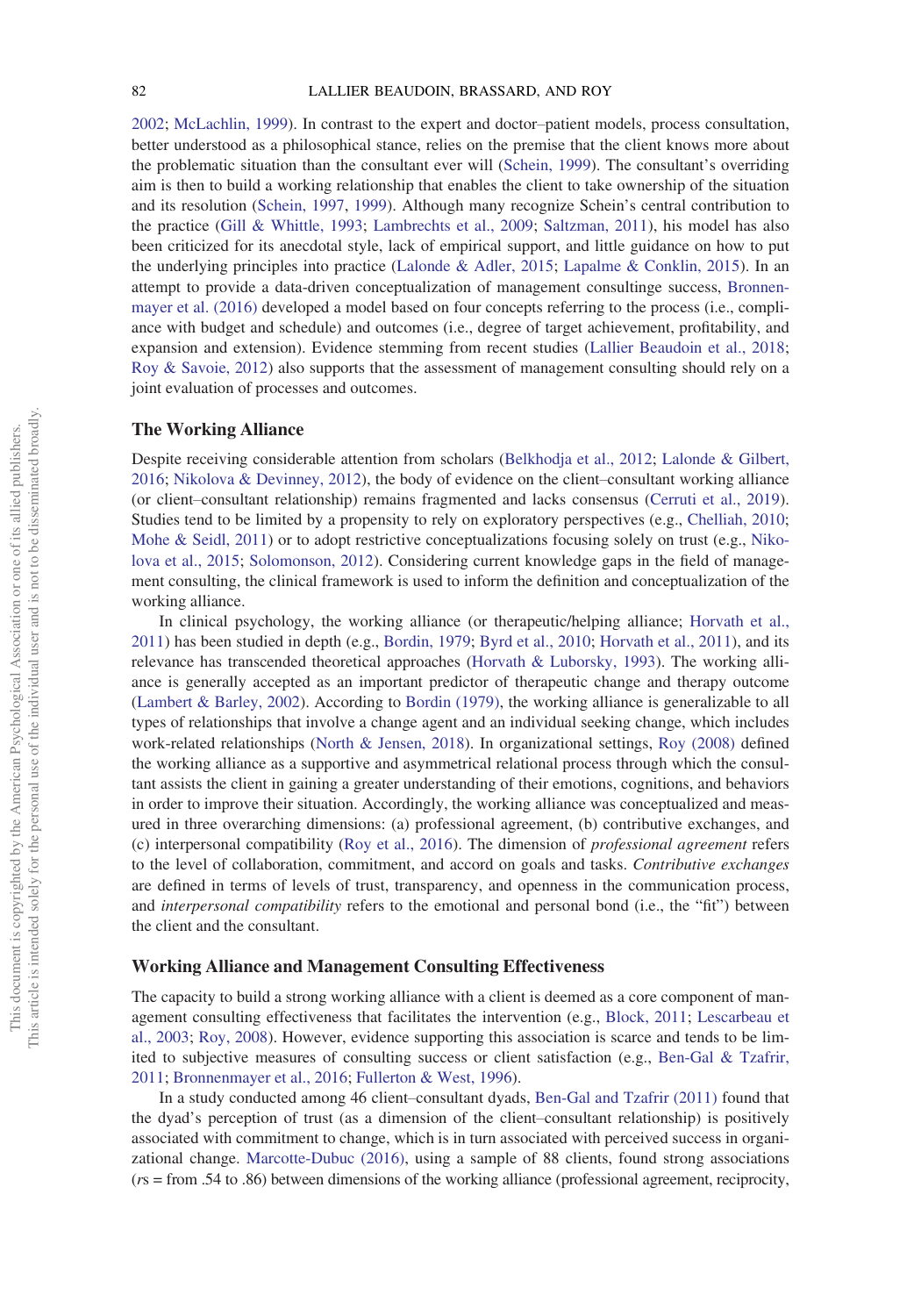2002; McLachlin, 1999). In contrast to the expert and doctor–patient models, process consultation, better understood as a philosophical stance, relies on the premise that the client knows more about the problematic situation than the consultant ever will (Schein, 1999). The consultant's overriding aim is then to build a working relationship that enables the client to take ownership of the situation and its resolution (Schein, 1997, 1999). Although many recognize Schein's central contribution to the practice (Gill & Whittle, 1993; Lambrechts et al., 2009; Saltzman, 2011), his model has also been criticized for its anecdotal style, lack of empirical support, and little guidance on how to put the underlying principles into practice (Lalonde & Adler, 2015; Lapalme & Conklin, 2015). In an attempt to provide a data-driven conceptualization of management consultinge success, Bronnenmayer et al. (2016) developed a model based on four concepts referring to the process (i.e., compliance with budget and schedule) and outcomes (i.e., degree of target achievement, profitability, and expansion and extension). Evidence stemming from recent studies (Lallier Beaudoin et al., 2018; Roy & Savoie, 2012) also supports that the assessment of management consulting should rely on a joint evaluation of processes and outcomes.

## The Working Alliance

Despite receiving considerable attention from scholars (Belkhodja et al., 2012; Lalonde & Gilbert, 2016; Nikolova & Devinney, 2012), the body of evidence on the client–consultant working alliance (or client–consultant relationship) remains fragmented and lacks consensus (Cerruti et al., 2019). Studies tend to be limited by a propensity to rely on exploratory perspectives (e.g., Chelliah, 2010; Mohe & Seidl, 2011) or to adopt restrictive conceptualizations focusing solely on trust (e.g., Nikolova et al., 2015; Solomonson, 2012). Considering current knowledge gaps in the field of management consulting, the clinical framework is used to inform the definition and conceptualization of the working alliance.

In clinical psychology, the working alliance (or therapeutic/helping alliance; Horvath et al., 2011) has been studied in depth (e.g., Bordin, 1979; Byrd et al., 2010; Horvath et al., 2011), and its relevance has transcended theoretical approaches (Horvath & Luborsky, 1993). The working alliance is generally accepted as an important predictor of therapeutic change and therapy outcome (Lambert & Barley, 2002). According to Bordin (1979), the working alliance is generalizable to all types of relationships that involve a change agent and an individual seeking change, which includes work-related relationships (North & Jensen, 2018). In organizational settings, Roy (2008) defined the working alliance as a supportive and asymmetrical relational process through which the consultant assists the client in gaining a greater understanding of their emotions, cognitions, and behaviors in order to improve their situation. Accordingly, the working alliance was conceptualized and measured in three overarching dimensions: (a) professional agreement, (b) contributive exchanges, and (c) interpersonal compatibility (Roy et al., 2016). The dimension of *professional agreement* refers to the level of collaboration, commitment, and accord on goals and tasks. *Contributive exchanges* are defined in terms of levels of trust, transparency, and openness in the communication process, and *interpersonal compatibility* refers to the emotional and personal bond (i.e., the "fit") between the client and the consultant.

## Working Alliance and Management Consulting Effectiveness

The capacity to build a strong working alliance with a client is deemed as a core component of management consulting effectiveness that facilitates the intervention (e.g., Block, 2011; Lescarbeau et al., 2003; Roy, 2008). However, evidence supporting this association is scarce and tends to be limited to subjective measures of consulting success or client satisfaction (e.g., Ben-Gal & Tzafrir, 2011; Bronnenmayer et al., 2016; Fullerton & West, 1996).

In a study conducted among 46 client–consultant dyads, Ben-Gal and Tzafrir (2011) found that the dyad's perception of trust (as a dimension of the client–consultant relationship) is positively associated with commitment to change, which is in turn associated with perceived success in organizational change. Marcotte-Dubuc (2016), using a sample of 88 clients, found strong associations ($r$s = from .54 to .86) between dimensions of the working alliance (professional agreement, reciprocity,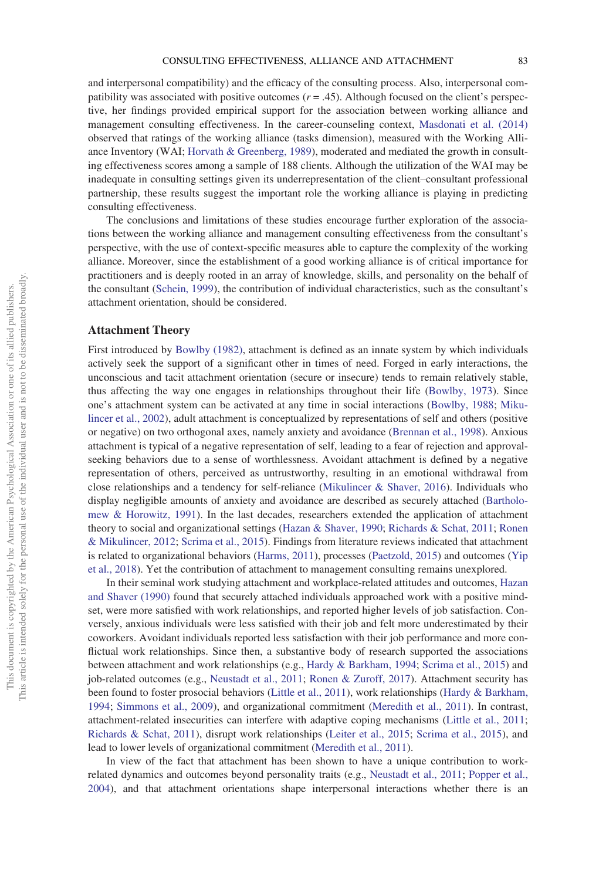and interpersonal compatibility) and the efficacy of the consulting process. Also, interpersonal compatibility was associated with positive outcomes ($r = .45$). Although focused on the client's perspective, her findings provided empirical support for the association between working alliance and management consulting effectiveness. In the career-counseling context, Masdonati et al. (2014) observed that ratings of the working alliance (tasks dimension), measured with the Working Alliance Inventory (WAI; Horvath & Greenberg, 1989), moderated and mediated the growth in consulting effectiveness scores among a sample of 188 clients. Although the utilization of the WAI may be inadequate in consulting settings given its underrepresentation of the client–consultant professional partnership, these results suggest the important role the working alliance is playing in predicting consulting effectiveness.

The conclusions and limitations of these studies encourage further exploration of the associations between the working alliance and management consulting effectiveness from the consultant's perspective, with the use of context-specific measures able to capture the complexity of the working alliance. Moreover, since the establishment of a good working alliance is of critical importance for practitioners and is deeply rooted in an array of knowledge, skills, and personality on the behalf of the consultant (Schein, 1999), the contribution of individual characteristics, such as the consultant's attachment orientation, should be considered.

## Attachment Theory

First introduced by Bowlby (1982), attachment is defined as an innate system by which individuals actively seek the support of a significant other in times of need. Forged in early interactions, the unconscious and tacit attachment orientation (secure or insecure) tends to remain relatively stable, thus affecting the way one engages in relationships throughout their life (Bowlby, 1973). Since one's attachment system can be activated at any time in social interactions (Bowlby, 1988; Mikulincer et al., 2002), adult attachment is conceptualized by representations of self and others (positive or negative) on two orthogonal axes, namely anxiety and avoidance (Brennan et al., 1998). Anxious attachment is typical of a negative representation of self, leading to a fear of rejection and approval-seeking behaviors due to a sense of worthlessness. Avoidant attachment is defined by a negative representation of others, perceived as untrustworthy, resulting in an emotional withdrawal from close relationships and a tendency for self-reliance (Mikulincer & Shaver, 2016). Individuals who display negligible amounts of anxiety and avoidance are described as securely attached (Bartholomew & Horowitz, 1991). In the last decades, researchers extended the application of attachment theory to social and organizational settings (Hazan & Shaver, 1990; Richards & Schat, 2011; Ronen & Mikulincer, 2012; Scrima et al., 2015). Findings from literature reviews indicated that attachment is related to organizational behaviors (Harms, 2011), processes (Paetzold, 2015) and outcomes (Yip et al., 2018). Yet the contribution of attachment to management consulting remains unexplored.

In their seminal work studying attachment and workplace-related attitudes and outcomes, Hazan and Shaver (1990) found that securely attached individuals approached work with a positive mindset, were more satisfied with work relationships, and reported higher levels of job satisfaction. Conversely, anxious individuals were less satisfied with their job and felt more underestimated by their coworkers. Avoidant individuals reported less satisfaction with their job performance and more conflictual work relationships. Since then, a substantive body of research supported the associations between attachment and work relationships (e.g., Hardy & Barkham, 1994; Scrima et al., 2015) and job-related outcomes (e.g., Neustadt et al., 2011; Ronen & Zuroff, 2017). Attachment security has been found to foster prosocial behaviors (Little et al., 2011), work relationships (Hardy & Barkham, 1994; Simmons et al., 2009), and organizational commitment (Meredith et al., 2011). In contrast, attachment-related insecurities can interfere with adaptive coping mechanisms (Little et al., 2011; Richards & Schat, 2011), disrupt work relationships (Leiter et al., 2015; Scrima et al., 2015), and lead to lower levels of organizational commitment (Meredith et al., 2011).

In view of the fact that attachment has been shown to have a unique contribution to work-related dynamics and outcomes beyond personality traits (e.g., Neustadt et al., 2011; Popper et al., 2004), and that attachment orientations shape interpersonal interactions whether there is an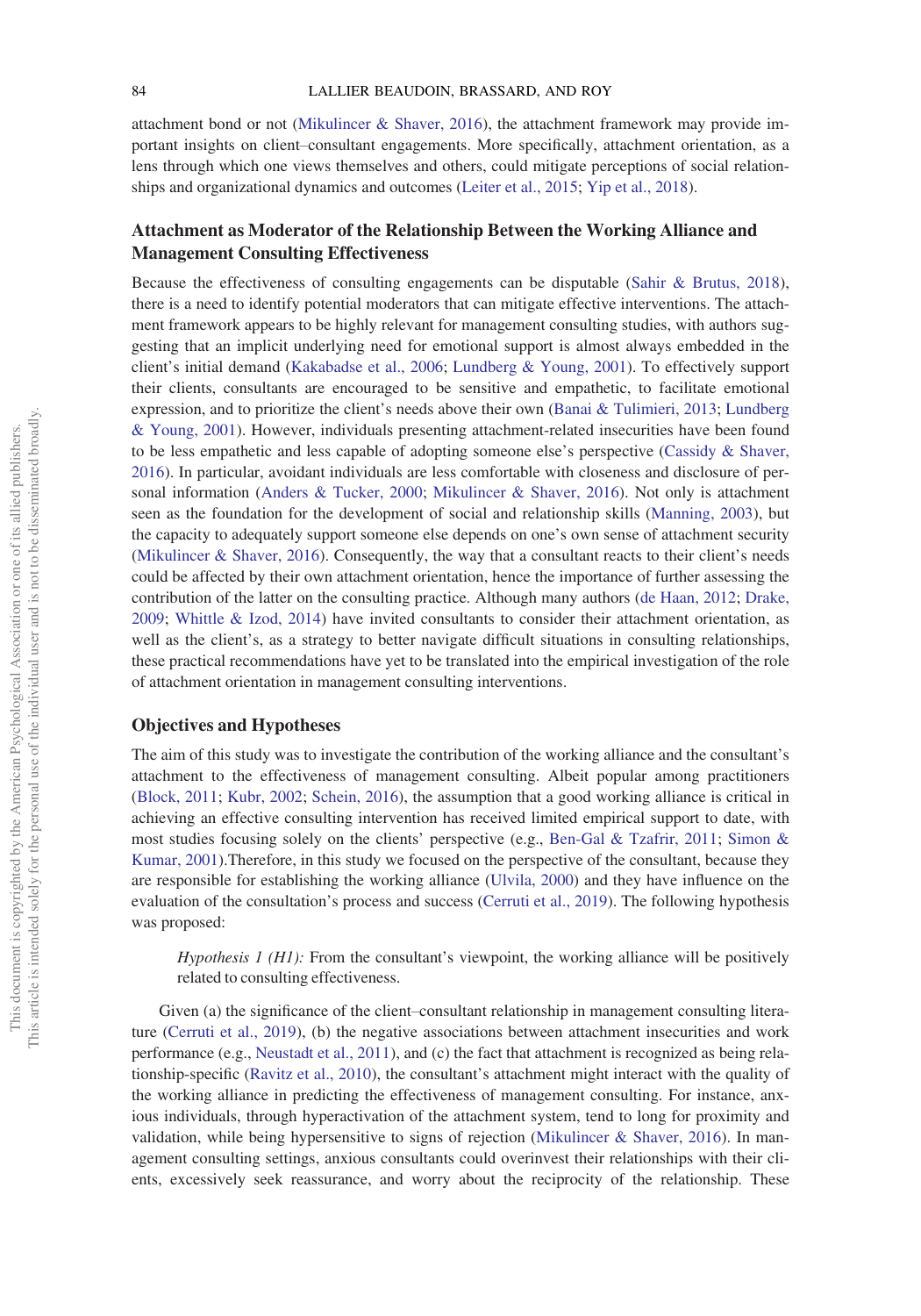attachment bond or not (Mikulincer & Shaver, 2016), the attachment framework may provide important insights on client–consultant engagements. More specifically, attachment orientation, as a lens through which one views themselves and others, could mitigate perceptions of social relationships and organizational dynamics and outcomes (Leiter et al., 2015; Yip et al., 2018).

## Attachment as Moderator of the Relationship Between the Working Alliance and Management Consulting Effectiveness

Because the effectiveness of consulting engagements can be disputable (Sahir & Brutus, 2018), there is a need to identify potential moderators that can mitigate effective interventions. The attachment framework appears to be highly relevant for management consulting studies, with authors suggesting that an implicit underlying need for emotional support is almost always embedded in the client's initial demand (Kakabadse et al., 2006; Lundberg & Young, 2001). To effectively support their clients, consultants are encouraged to be sensitive and empathetic, to facilitate emotional expression, and to prioritize the client's needs above their own (Banai & Tulimieri, 2013; Lundberg & Young, 2001). However, individuals presenting attachment-related insecurities have been found to be less empathetic and less capable of adopting someone else's perspective (Cassidy & Shaver, 2016). In particular, avoidant individuals are less comfortable with closeness and disclosure of personal information (Anders & Tucker, 2000; Mikulincer & Shaver, 2016). Not only is attachment seen as the foundation for the development of social and relationship skills (Manning, 2003), but the capacity to adequately support someone else depends on one's own sense of attachment security (Mikulincer & Shaver, 2016). Consequently, the way that a consultant reacts to their client's needs could be affected by their own attachment orientation, hence the importance of further assessing the contribution of the latter on the consulting practice. Although many authors (de Haan, 2012; Drake, 2009; Whittle & Izod, 2014) have invited consultants to consider their attachment orientation, as well as the client's, as a strategy to better navigate difficult situations in consulting relationships, these practical recommendations have yet to be translated into the empirical investigation of the role of attachment orientation in management consulting interventions.

## Objectives and Hypotheses

The aim of this study was to investigate the contribution of the working alliance and the consultant's attachment to the effectiveness of management consulting. Albeit popular among practitioners (Block, 2011; Kubr, 2002; Schein, 2016), the assumption that a good working alliance is critical in achieving an effective consulting intervention has received limited empirical support to date, with most studies focusing solely on the clients' perspective (e.g., Ben-Gal & Tzafrir, 2011; Simon & Kumar, 2001).Therefore, in this study we focused on the perspective of the consultant, because they are responsible for establishing the working alliance (Ulvila, 2000) and they have influence on the evaluation of the consultation's process and success (Cerruti et al., 2019). The following hypothesis was proposed:

> *Hypothesis 1 (H1):* From the consultant's viewpoint, the working alliance will be positively related to consulting effectiveness.

Given (a) the significance of the client–consultant relationship in management consulting literature (Cerruti et al., 2019), (b) the negative associations between attachment insecurities and work performance (e.g., Neustadt et al., 2011), and (c) the fact that attachment is recognized as being relationship-specific (Ravitz et al., 2010), the consultant's attachment might interact with the quality of the working alliance in predicting the effectiveness of management consulting. For instance, anxious individuals, through hyperactivation of the attachment system, tend to long for proximity and validation, while being hypersensitive to signs of rejection (Mikulincer & Shaver, 2016). In management consulting settings, anxious consultants could overinvest their relationships with their clients, excessively seek reassurance, and worry about the reciprocity of the relationship. These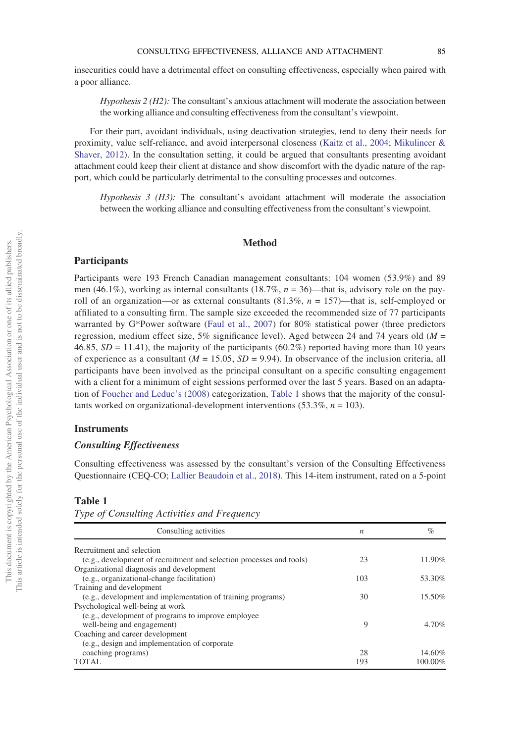insecurities could have a detrimental effect on consulting effectiveness, especially when paired with a poor alliance.

> *Hypothesis 2 (H2):* The consultant's anxious attachment will moderate the association between the working alliance and consulting effectiveness from the consultant's viewpoint.

For their part, avoidant individuals, using deactivation strategies, tend to deny their needs for proximity, value self-reliance, and avoid interpersonal closeness (Kaitz et al., 2004; Mikulincer & Shaver, 2012). In the consultation setting, it could be argued that consultants presenting avoidant attachment could keep their client at distance and show discomfort with the dyadic nature of the rapport, which could be particularly detrimental to the consulting processes and outcomes.

> *Hypothesis 3 (H3):* The consultant's avoidant attachment will moderate the association between the working alliance and consulting effectiveness from the consultant's viewpoint.

## Method

### Participants

Participants were 193 French Canadian management consultants: 104 women (53.9%) and 89 men (46.1%), working as internal consultants (18.7%, $n$ = 36)—that is, advisory role on the payroll of an organization—or as external consultants (81.3%, $n$ = 157)—that is, self-employed or affiliated to a consulting firm. The sample size exceeded the recommended size of 77 participants warranted by G*Power software (Faul et al., 2007) for 80% statistical power (three predictors regression, medium effect size, 5% significance level). Aged between 24 and 74 years old ($M$ = 46.85, $SD$ = 11.41), the majority of the participants (60.2%) reported having more than 10 years of experience as a consultant ($M$ = 15.05, $SD$ = 9.94). In observance of the inclusion criteria, all participants have been involved as the principal consultant on a specific consulting engagement with a client for a minimum of eight sessions performed over the last 5 years. Based on an adaptation of Foucher and Leduc's (2008) categorization, Table 1 shows that the majority of the consultants worked on organizational-development interventions (53.3%, $n$ = 103).

### Instruments

#### *Consulting Effectiveness*

Consulting effectiveness was assessed by the consultant's version of the Consulting Effectiveness Questionnaire (CEQ-CO; Lallier Beaudoin et al., 2018). This 14-item instrument, rated on a 5-point

**Table 1**
*Type of Consulting Activities and Frequency*

| Consulting activities | $n$ | % |
|---|---|---|
| Recruitment and selection (e.g., development of recruitment and selection processes and tools) | 23 | 11.90% |
| Organizational diagnosis and development (e.g., organizational-change facilitation) | 103 | 53.30% |
| Training and development (e.g., development and implementation of training programs) | 30 | 15.50% |
| Psychological well-being at work (e.g., development of programs to improve employee well-being and engagement) | 9 | 4.70% |
| Coaching and career development (e.g., design and implementation of corporate coaching programs) | 28 | 14.60% |
| TOTAL | 193 | 100.00% |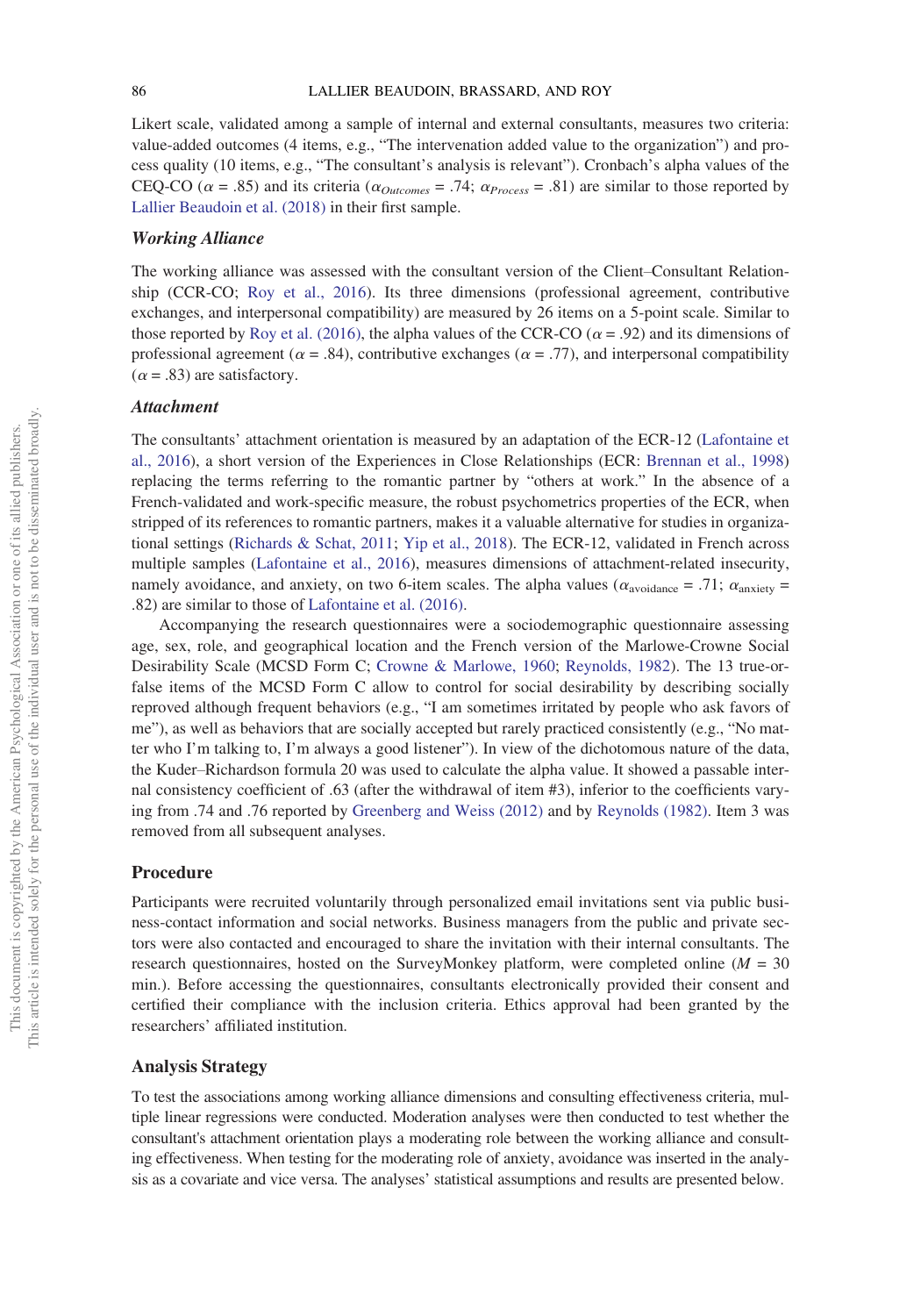Likert scale, validated among a sample of internal and external consultants, measures two criteria: value-added outcomes (4 items, e.g., "The intervenation added value to the organization") and process quality (10 items, e.g., "The consultant's analysis is relevant"). Cronbach's alpha values of the CEQ-CO ($\alpha$ = .85) and its criteria ($\alpha_{Outcomes}$ = .74; $\alpha_{Process}$ = .81) are similar to those reported by Lallier Beaudoin et al. (2018) in their first sample.

### *Working Alliance*

The working alliance was assessed with the consultant version of the Client–Consultant Relationship (CCR-CO; Roy et al., 2016). Its three dimensions (professional agreement, contributive exchanges, and interpersonal compatibility) are measured by 26 items on a 5-point scale. Similar to those reported by Roy et al. (2016), the alpha values of the CCR-CO ($\alpha$ = .92) and its dimensions of professional agreement ($\alpha$ = .84), contributive exchanges ($\alpha$ = .77), and interpersonal compatibility ($\alpha$ = .83) are satisfactory.

### *Attachment*

The consultants' attachment orientation is measured by an adaptation of the ECR-12 (Lafontaine et al., 2016), a short version of the Experiences in Close Relationships (ECR: Brennan et al., 1998) replacing the terms referring to the romantic partner by "others at work." In the absence of a French-validated and work-specific measure, the robust psychometrics properties of the ECR, when stripped of its references to romantic partners, makes it a valuable alternative for studies in organizational settings (Richards & Schat, 2011; Yip et al., 2018). The ECR-12, validated in French across multiple samples (Lafontaine et al., 2016), measures dimensions of attachment-related insecurity, namely avoidance, and anxiety, on two 6-item scales. The alpha values ($\alpha_{\text{avoidance}}$ = .71; $\alpha_{\text{anxiety}}$ = .82) are similar to those of Lafontaine et al. (2016).

Accompanying the research questionnaires were a sociodemographic questionnaire assessing age, sex, role, and geographical location and the French version of the Marlowe-Crowne Social Desirability Scale (MCSD Form C; Crowne & Marlowe, 1960; Reynolds, 1982). The 13 true-or-false items of the MCSD Form C allow to control for social desirability by describing socially reproved although frequent behaviors (e.g., "I am sometimes irritated by people who ask favors of me"), as well as behaviors that are socially accepted but rarely practiced consistently (e.g., "No matter who I'm talking to, I'm always a good listener"). In view of the dichotomous nature of the data, the Kuder–Richardson formula 20 was used to calculate the alpha value. It showed a passable internal consistency coefficient of .63 (after the withdrawal of item #3), inferior to the coefficients varying from .74 and .76 reported by Greenberg and Weiss (2012) and by Reynolds (1982). Item 3 was removed from all subsequent analyses.

## Procedure

Participants were recruited voluntarily through personalized email invitations sent via public business-contact information and social networks. Business managers from the public and private sectors were also contacted and encouraged to share the invitation with their internal consultants. The research questionnaires, hosted on the SurveyMonkey platform, were completed online ($M$ = 30 min.). Before accessing the questionnaires, consultants electronically provided their consent and certified their compliance with the inclusion criteria. Ethics approval had been granted by the researchers' affiliated institution.

## Analysis Strategy

To test the associations among working alliance dimensions and consulting effectiveness criteria, multiple linear regressions were conducted. Moderation analyses were then conducted to test whether the consultant's attachment orientation plays a moderating role between the working alliance and consulting effectiveness. When testing for the moderating role of anxiety, avoidance was inserted in the analysis as a covariate and vice versa. The analyses' statistical assumptions and results are presented below.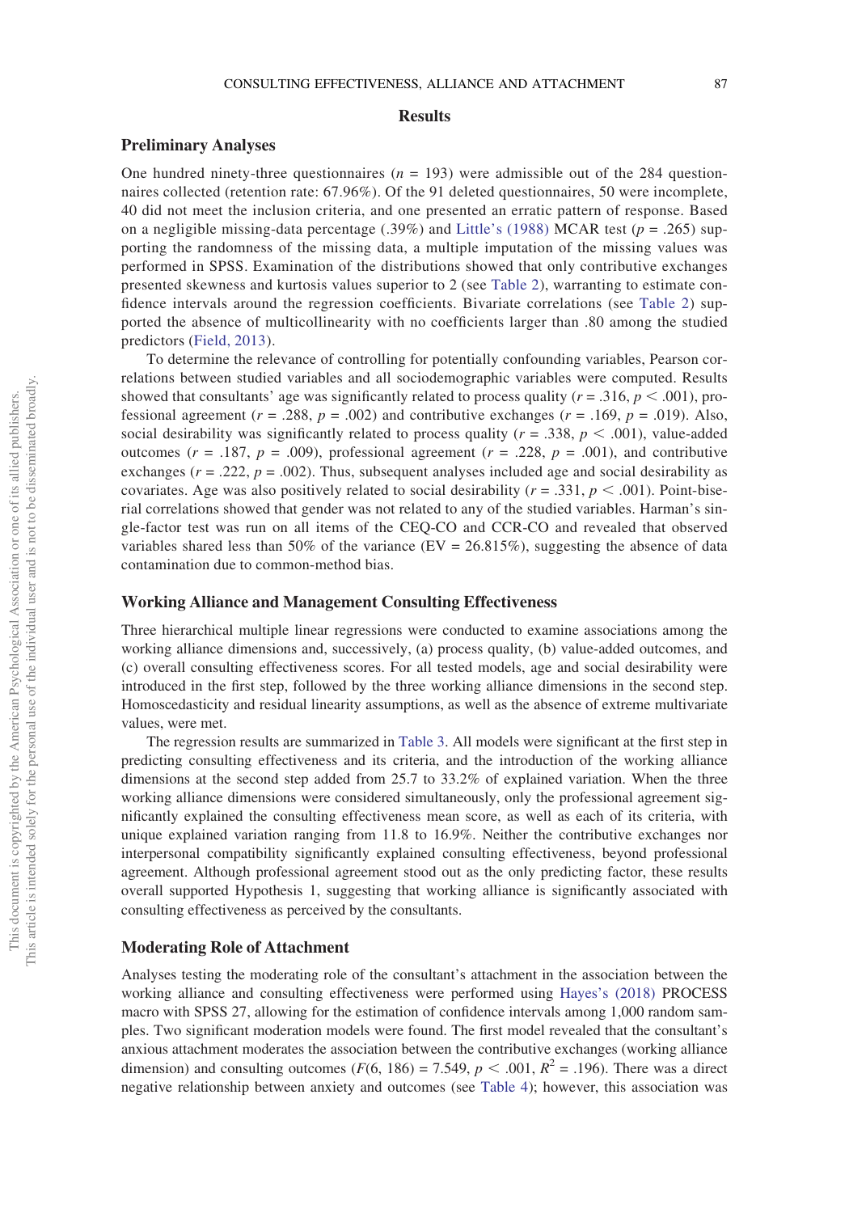# Results

## Preliminary Analyses

One hundred ninety-three questionnaires ($n = 193$) were admissible out of the 284 questionnaires collected (retention rate: 67.96%). Of the 91 deleted questionnaires, 50 were incomplete, 40 did not meet the inclusion criteria, and one presented an erratic pattern of response. Based on a negligible missing-data percentage (.39%) and Little's (1988) MCAR test ($p = .265$) supporting the randomness of the missing data, a multiple imputation of the missing values was performed in SPSS. Examination of the distributions showed that only contributive exchanges presented skewness and kurtosis values superior to 2 (see Table 2), warranting to estimate confidence intervals around the regression coefficients. Bivariate correlations (see Table 2) supported the absence of multicollinearity with no coefficients larger than .80 among the studied predictors (Field, 2013).

To determine the relevance of controlling for potentially confounding variables, Pearson correlations between studied variables and all sociodemographic variables were computed. Results showed that consultants' age was significantly related to process quality ($r = .316$, $p < .001$), professional agreement ($r = .288$, $p = .002$) and contributive exchanges ($r = .169$, $p = .019$). Also, social desirability was significantly related to process quality ($r = .338$, $p < .001$), value-added outcomes ($r = .187$, $p = .009$), professional agreement ($r = .228$, $p = .001$), and contributive exchanges ($r = .222$, $p = .002$). Thus, subsequent analyses included age and social desirability as covariates. Age was also positively related to social desirability ($r = .331$, $p < .001$). Point-biserial correlations showed that gender was not related to any of the studied variables. Harman's single-factor test was run on all items of the CEQ-CO and CCR-CO and revealed that observed variables shared less than 50% of the variance (EV = 26.815%), suggesting the absence of data contamination due to common-method bias.

## Working Alliance and Management Consulting Effectiveness

Three hierarchical multiple linear regressions were conducted to examine associations among the working alliance dimensions and, successively, (a) process quality, (b) value-added outcomes, and (c) overall consulting effectiveness scores. For all tested models, age and social desirability were introduced in the first step, followed by the three working alliance dimensions in the second step. Homoscedasticity and residual linearity assumptions, as well as the absence of extreme multivariate values, were met.

The regression results are summarized in Table 3. All models were significant at the first step in predicting consulting effectiveness and its criteria, and the introduction of the working alliance dimensions at the second step added from 25.7 to 33.2% of explained variation. When the three working alliance dimensions were considered simultaneously, only the professional agreement significantly explained the consulting effectiveness mean score, as well as each of its criteria, with unique explained variation ranging from 11.8 to 16.9%. Neither the contributive exchanges nor interpersonal compatibility significantly explained consulting effectiveness, beyond professional agreement. Although professional agreement stood out as the only predicting factor, these results overall supported Hypothesis 1, suggesting that working alliance is significantly associated with consulting effectiveness as perceived by the consultants.

## Moderating Role of Attachment

Analyses testing the moderating role of the consultant's attachment in the association between the working alliance and consulting effectiveness were performed using Hayes's (2018) PROCESS macro with SPSS 27, allowing for the estimation of confidence intervals among 1,000 random samples. Two significant moderation models were found. The first model revealed that the consultant's anxious attachment moderates the association between the contributive exchanges (working alliance dimension) and consulting outcomes ($F(6, 186) = 7.549$, $p < .001$, $R^2 = .196$). There was a direct negative relationship between anxiety and outcomes (see Table 4); however, this association was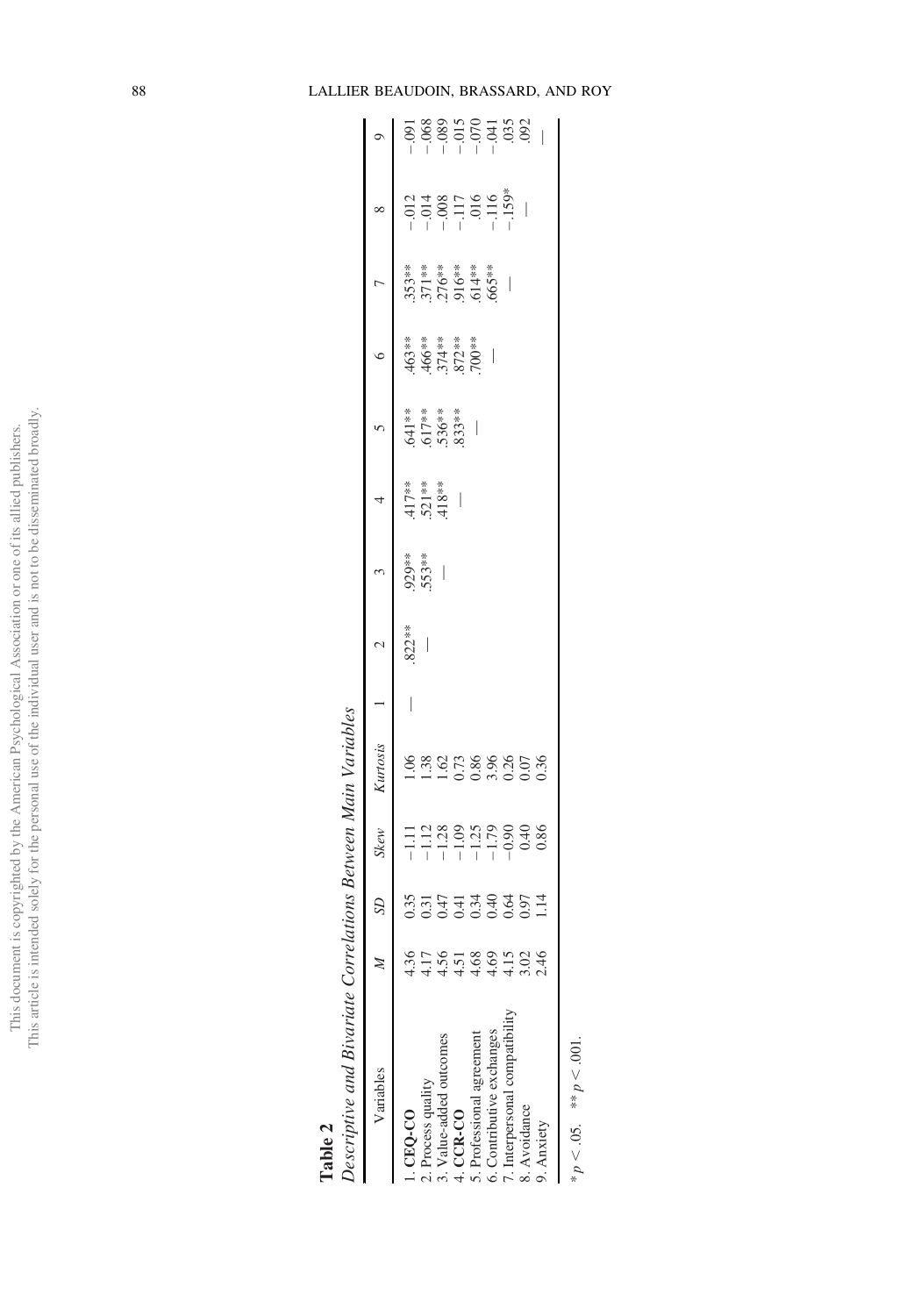**Table 2**
*Descriptive and Bivariate Correlations Between Main Variables*

| Variables | *M* | *SD* | *Skew* | *Kurtosis* | 1 | 2 | 3 | 4 | 5 | 6 | 7 | 8 | 9 |
|---|---|---|---|---|---|---|---|---|---|---|---|---|---|
| 1. **CEQ-CO** | 4.36 | 0.35 | −1.11 | 1.06 | — | .822** | .929** | .417** | .641** | .463** | .353** | −.012 | −.091 |
| 2. Process quality | 4.17 | 0.31 | −1.12 | 1.38 | | — | .553** | .521** | .617** | .466** | .371** | −.014 | −.068 |
| 3. Value-added outcomes | 4.56 | 0.47 | −1.28 | 1.62 | | | — | .418** | .536** | .374** | .276** | −.008 | −.089 |
| 4. **CCR-CO** | 4.51 | 0.41 | −1.09 | 0.73 | | | | — | .833** | .872** | .916** | −.117 | −.015 |
| 5. Professional agreement | 4.68 | 0.34 | −1.25 | 0.86 | | | | | — | .700** | .614** | .016 | −.070 |
| 6. Contributive exchanges | 4.69 | 0.40 | −1.79 | 3.96 | | | | | | — | .665** | −.116 | −.041 |
| 7. Interpersonal compatibility | 4.15 | 0.64 | −0.90 | 0.26 | | | | | | | — | −.159* | .035 |
| 8. Avoidance | 3.02 | 0.97 | 0.40 | 0.07 | | | | | | | | — | .092 |
| 9. Anxiety | 2.46 | 1.14 | 0.86 | 0.36 | | | | | | | | | — |

\* $p < .05$. \*\* $p < .001$.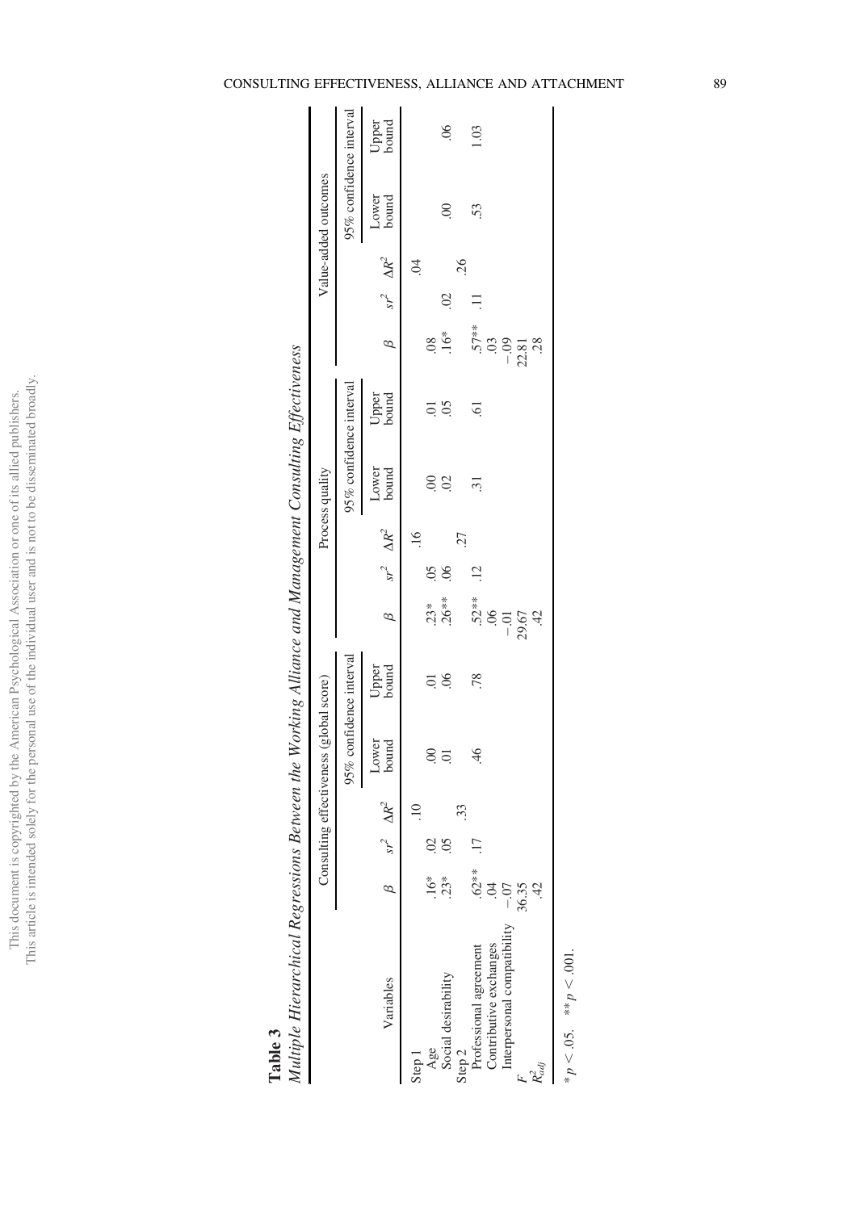**Table 3**

*Multiple Hierarchical Regressions Between the Working Alliance and Management Consulting Effectiveness*

| Variables | Consulting effectiveness (global score) | | | | | Process quality | | | | | Value-added outcomes | | | | |
|---|---|---|---|---|---|---|---|---|---|---|---|---|---|---|---|
| | | | | 95% confidence interval | | | | | 95% confidence interval | | | | | 95% confidence interval | |
| | $\beta$ | $sr^2$ | $\Delta R^2$ | Lower bound | Upper bound | $\beta$ | $sr^2$ | $\Delta R^2$ | Lower bound | Upper bound | $\beta$ | $sr^2$ | $\Delta R^2$ | Lower bound | Upper bound |
| Step 1 | | | .10 | | | | | .16 | | | | | .04 | | |
| Age | .16* | .02 | | .00 | .01 | .23* | .05 | | .00 | .01 | .08 | | | | |
| Social desirability | .23* | .05 | | .01 | .06 | .26** | .06 | | .02 | .05 | .16* | .02 | | .00 | .06 |
| Step 2 | | | .33 | | | | | .27 | | | | | .26 | | |
| Professional agreement | .62** | .17 | | .46 | .78 | .52** | .12 | | .31 | .61 | .57** | .11 | | .53 | 1.03 |
| Contributive exchanges | .04 | | | | | .06 | | | | | .03 | | | | |
| Interpersonal compatibility | −.07 | | | | | −.01 | | | | | −.09 | | | | |
| $F$ | 36.35 | | | | | 29.67 | | | | | 22.81 | | | | |
| $R^2_{adj}$ | .42 | | | | | .42 | | | | | .28 | | | | |

\* $p < .05$. \*\* $p < .001$.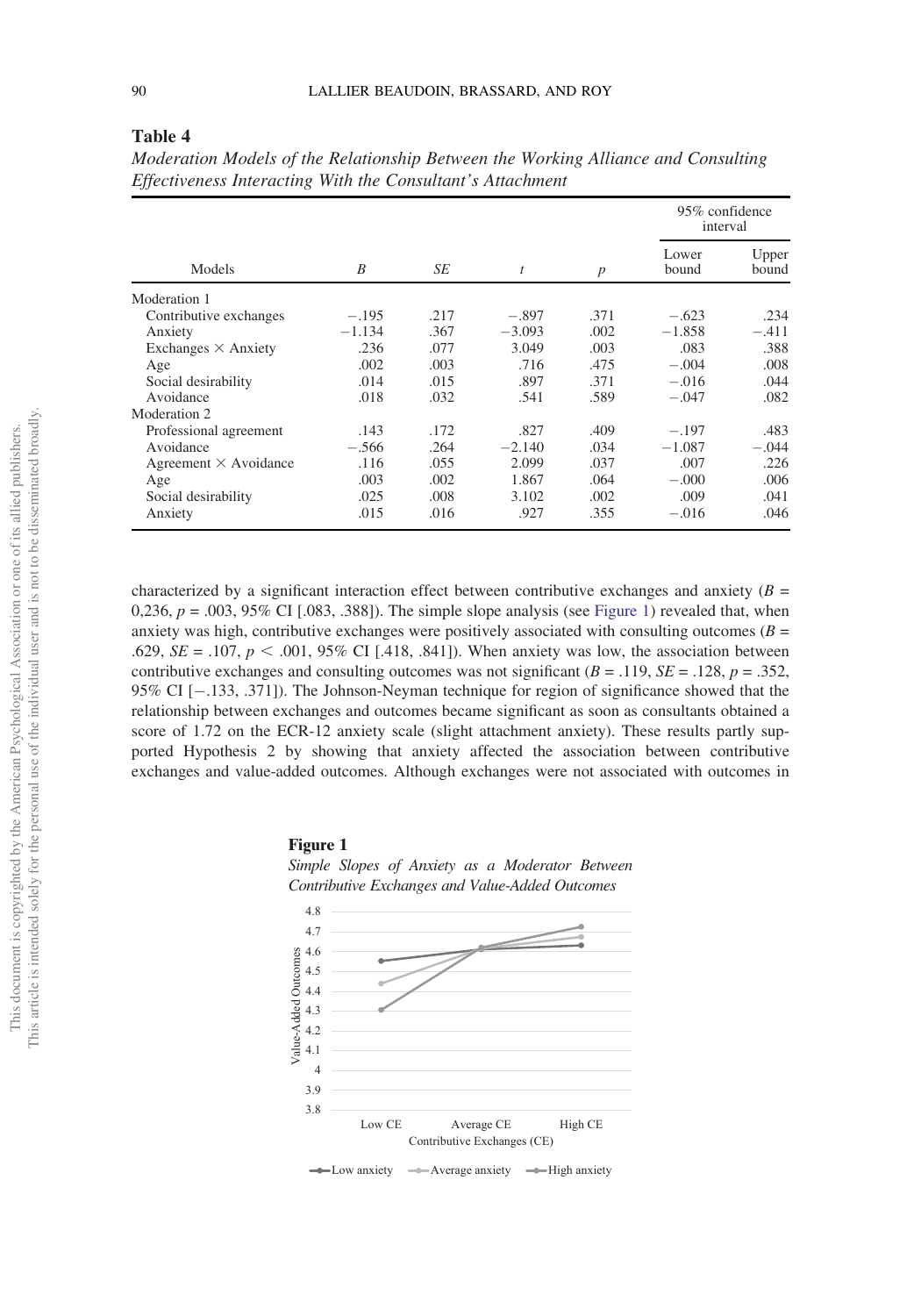**Table 4**

*Moderation Models of the Relationship Between the Working Alliance and Consulting Effectiveness Interacting With the Consultant's Attachment*

| Models | *B* | *SE* | *t* | *p* | 95% confidence interval | |
|---|---|---|---|---|---|---|
| | | | | | Lower bound | Upper bound |
| Moderation 1 | | | | | | |
| Contributive exchanges | −.195 | .217 | −.897 | .371 | −.623 | .234 |
| Anxiety | −1.134 | .367 | −3.093 | .002 | −1.858 | −.411 |
| Exchanges × Anxiety | .236 | .077 | 3.049 | .003 | .083 | .388 |
| Age | .002 | .003 | .716 | .475 | −.004 | .008 |
| Social desirability | .014 | .015 | .897 | .371 | −.016 | .044 |
| Avoidance | .018 | .032 | .541 | .589 | −.047 | .082 |
| Moderation 2 | | | | | | |
| Professional agreement | .143 | .172 | .827 | .409 | −.197 | .483 |
| Avoidance | −.566 | .264 | −2.140 | .034 | −1.087 | −.044 |
| Agreement × Avoidance | .116 | .055 | 2.099 | .037 | .007 | .226 |
| Age | .003 | .002 | 1.867 | .064 | −.000 | .006 |
| Social desirability | .025 | .008 | 3.102 | .002 | .009 | .041 |
| Anxiety | .015 | .016 | .927 | .355 | −.016 | .046 |

characterized by a significant interaction effect between contributive exchanges and anxiety ($B$ = 0,236, $p$ = .003, 95% CI [.083, .388]). The simple slope analysis (see Figure 1) revealed that, when anxiety was high, contributive exchanges were positively associated with consulting outcomes ($B$ = .629, $SE$ = .107, $p < .001$, 95% CI [.418, .841]). When anxiety was low, the association between contributive exchanges and consulting outcomes was not significant ($B$ = .119, $SE$ = .128, $p$ = .352, 95% CI [−.133, .371]). The Johnson-Neyman technique for region of significance showed that the relationship between exchanges and outcomes became significant as soon as consultants obtained a score of 1.72 on the ECR-12 anxiety scale (slight attachment anxiety). These results partly supported Hypothesis 2 by showing that anxiety affected the association between contributive exchanges and value-added outcomes. Although exchanges were not associated with outcomes in

**Figure 1**

*Simple Slopes of Anxiety as a Moderator Between Contributive Exchanges and Value-Added Outcomes*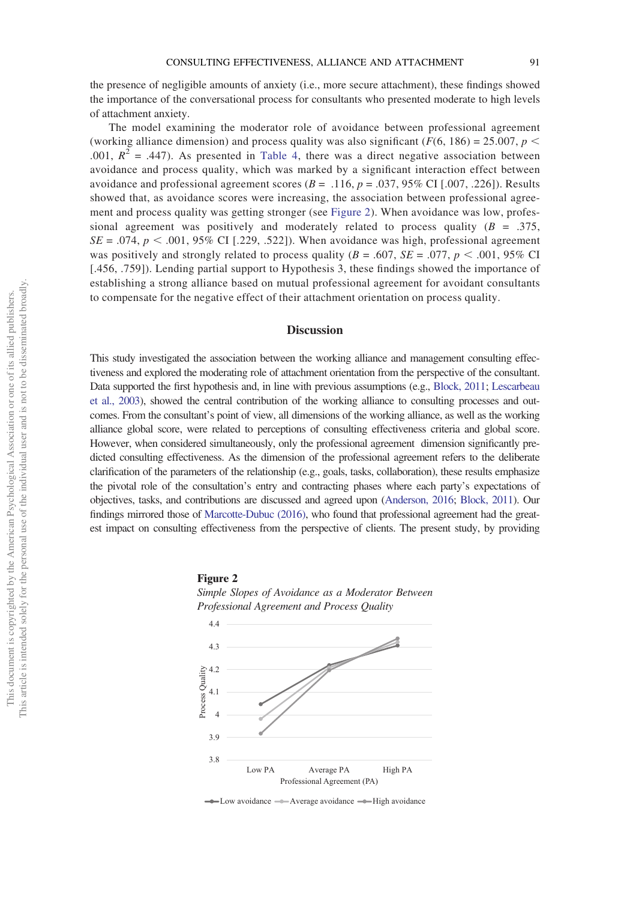the presence of negligible amounts of anxiety (i.e., more secure attachment), these findings showed the importance of the conversational process for consultants who presented moderate to high levels of attachment anxiety.

The model examining the moderator role of avoidance between professional agreement (working alliance dimension) and process quality was also significant ($F(6, 186) = 25.007$, $p < .001$, $R^2 = .447$). As presented in Table 4, there was a direct negative association between avoidance and process quality, which was marked by a significant interaction effect between avoidance and professional agreement scores ($B = .116$, $p = .037$, 95% CI [.007, .226]). Results showed that, as avoidance scores were increasing, the association between professional agreement and process quality was getting stronger (see Figure 2). When avoidance was low, professional agreement was positively and moderately related to process quality ($B = .375$, $SE = .074$, $p < .001$, 95% CI [.229, .522]). When avoidance was high, professional agreement was positively and strongly related to process quality ($B = .607$, $SE = .077$, $p < .001$, 95% CI [.456, .759]). Lending partial support to Hypothesis 3, these findings showed the importance of establishing a strong alliance based on mutual professional agreement for avoidant consultants to compensate for the negative effect of their attachment orientation on process quality.

## Discussion

This study investigated the association between the working alliance and management consulting effectiveness and explored the moderating role of attachment orientation from the perspective of the consultant. Data supported the first hypothesis and, in line with previous assumptions (e.g., Block, 2011; Lescarbeau et al., 2003), showed the central contribution of the working alliance to consulting processes and outcomes. From the consultant's point of view, all dimensions of the working alliance, as well as the working alliance global score, were related to perceptions of consulting effectiveness criteria and global score. However, when considered simultaneously, only the professional agreement dimension significantly predicted consulting effectiveness. As the dimension of the professional agreement refers to the deliberate clarification of the parameters of the relationship (e.g., goals, tasks, collaboration), these results emphasize the pivotal role of the consultation's entry and contracting phases where each party's expectations of objectives, tasks, and contributions are discussed and agreed upon (Anderson, 2016; Block, 2011). Our findings mirrored those of Marcotte-Dubuc (2016), who found that professional agreement had the greatest impact on consulting effectiveness from the perspective of clients. The present study, by providing

**Figure 2**

*Simple Slopes of Avoidance as a Moderator Between Professional Agreement and Process Quality*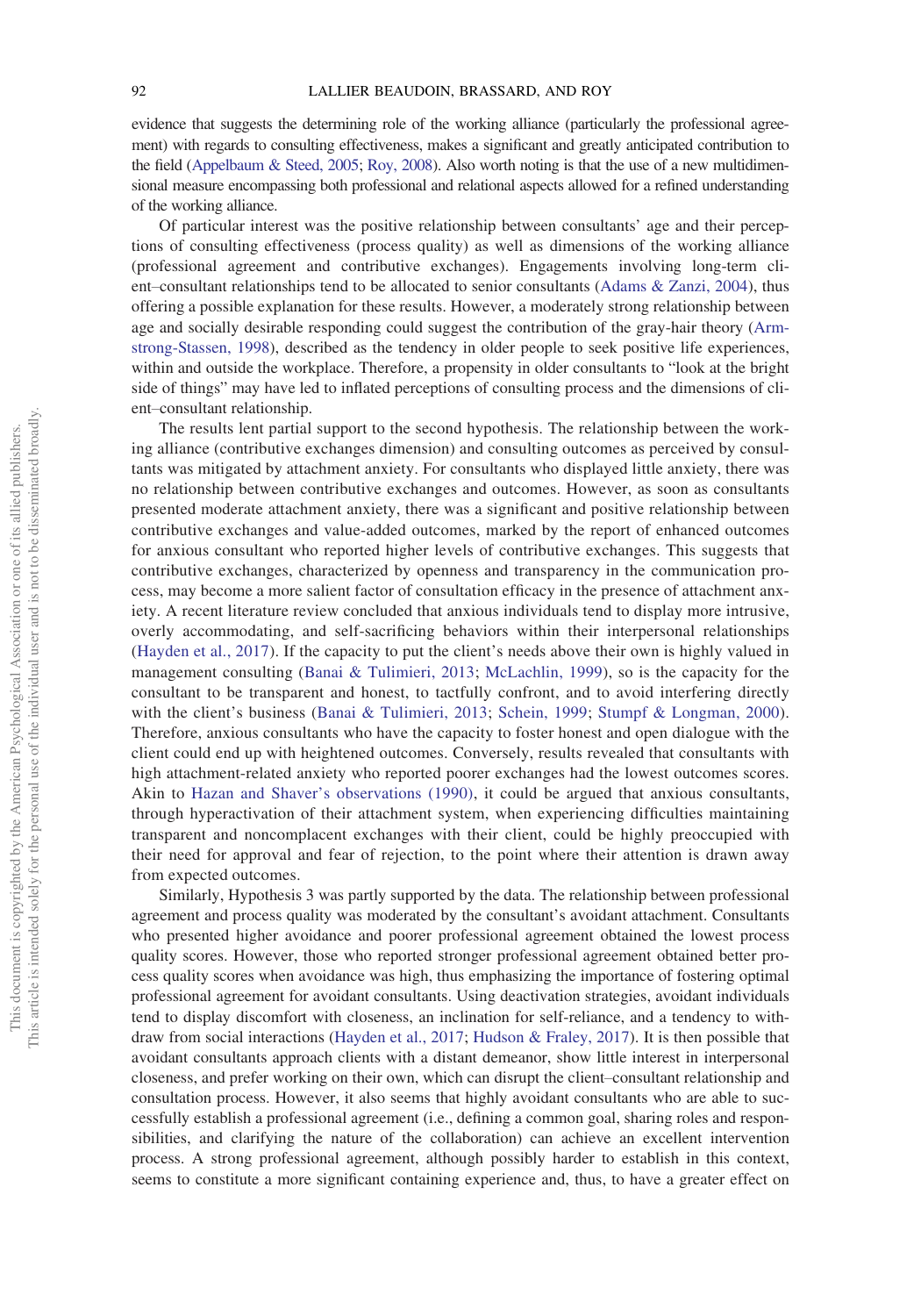evidence that suggests the determining role of the working alliance (particularly the professional agreement) with regards to consulting effectiveness, makes a significant and greatly anticipated contribution to the field (Appelbaum & Steed, 2005; Roy, 2008). Also worth noting is that the use of a new multidimensional measure encompassing both professional and relational aspects allowed for a refined understanding of the working alliance.

Of particular interest was the positive relationship between consultants' age and their perceptions of consulting effectiveness (process quality) as well as dimensions of the working alliance (professional agreement and contributive exchanges). Engagements involving long-term client–consultant relationships tend to be allocated to senior consultants (Adams & Zanzi, 2004), thus offering a possible explanation for these results. However, a moderately strong relationship between age and socially desirable responding could suggest the contribution of the gray-hair theory (Armstrong-Stassen, 1998), described as the tendency in older people to seek positive life experiences, within and outside the workplace. Therefore, a propensity in older consultants to "look at the bright side of things" may have led to inflated perceptions of consulting process and the dimensions of client–consultant relationship.

The results lent partial support to the second hypothesis. The relationship between the working alliance (contributive exchanges dimension) and consulting outcomes as perceived by consultants was mitigated by attachment anxiety. For consultants who displayed little anxiety, there was no relationship between contributive exchanges and outcomes. However, as soon as consultants presented moderate attachment anxiety, there was a significant and positive relationship between contributive exchanges and value-added outcomes, marked by the report of enhanced outcomes for anxious consultant who reported higher levels of contributive exchanges. This suggests that contributive exchanges, characterized by openness and transparency in the communication process, may become a more salient factor of consultation efficacy in the presence of attachment anxiety. A recent literature review concluded that anxious individuals tend to display more intrusive, overly accommodating, and self-sacrificing behaviors within their interpersonal relationships (Hayden et al., 2017). If the capacity to put the client's needs above their own is highly valued in management consulting (Banai & Tulimieri, 2013; McLachlin, 1999), so is the capacity for the consultant to be transparent and honest, to tactfully confront, and to avoid interfering directly with the client's business (Banai & Tulimieri, 2013; Schein, 1999; Stumpf & Longman, 2000). Therefore, anxious consultants who have the capacity to foster honest and open dialogue with the client could end up with heightened outcomes. Conversely, results revealed that consultants with high attachment-related anxiety who reported poorer exchanges had the lowest outcomes scores. Akin to Hazan and Shaver's observations (1990), it could be argued that anxious consultants, through hyperactivation of their attachment system, when experiencing difficulties maintaining transparent and noncomplacent exchanges with their client, could be highly preoccupied with their need for approval and fear of rejection, to the point where their attention is drawn away from expected outcomes.

Similarly, Hypothesis 3 was partly supported by the data. The relationship between professional agreement and process quality was moderated by the consultant's avoidant attachment. Consultants who presented higher avoidance and poorer professional agreement obtained the lowest process quality scores. However, those who reported stronger professional agreement obtained better process quality scores when avoidance was high, thus emphasizing the importance of fostering optimal professional agreement for avoidant consultants. Using deactivation strategies, avoidant individuals tend to display discomfort with closeness, an inclination for self-reliance, and a tendency to withdraw from social interactions (Hayden et al., 2017; Hudson & Fraley, 2017). It is then possible that avoidant consultants approach clients with a distant demeanor, show little interest in interpersonal closeness, and prefer working on their own, which can disrupt the client–consultant relationship and consultation process. However, it also seems that highly avoidant consultants who are able to successfully establish a professional agreement (i.e., defining a common goal, sharing roles and responsibilities, and clarifying the nature of the collaboration) can achieve an excellent intervention process. A strong professional agreement, although possibly harder to establish in this context, seems to constitute a more significant containing experience and, thus, to have a greater effect on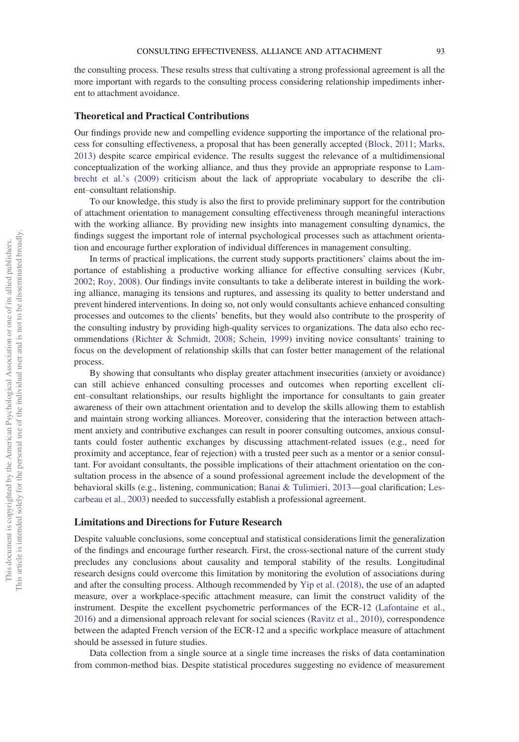the consulting process. These results stress that cultivating a strong professional agreement is all the more important with regards to the consulting process considering relationship impediments inherent to attachment avoidance.

### Theoretical and Practical Contributions

Our findings provide new and compelling evidence supporting the importance of the relational process for consulting effectiveness, a proposal that has been generally accepted (Block, 2011; Marks, 2013) despite scarce empirical evidence. The results suggest the relevance of a multidimensional conceptualization of the working alliance, and thus they provide an appropriate response to Lambrecht et al.'s (2009) criticism about the lack of appropriate vocabulary to describe the client–consultant relationship.

To our knowledge, this study is also the first to provide preliminary support for the contribution of attachment orientation to management consulting effectiveness through meaningful interactions with the working alliance. By providing new insights into management consulting dynamics, the findings suggest the important role of internal psychological processes such as attachment orientation and encourage further exploration of individual differences in management consulting.

In terms of practical implications, the current study supports practitioners' claims about the importance of establishing a productive working alliance for effective consulting services (Kubr, 2002; Roy, 2008). Our findings invite consultants to take a deliberate interest in building the working alliance, managing its tensions and ruptures, and assessing its quality to better understand and prevent hindered interventions. In doing so, not only would consultants achieve enhanced consulting processes and outcomes to the clients' benefits, but they would also contribute to the prosperity of the consulting industry by providing high-quality services to organizations. The data also echo recommendations (Richter & Schmidt, 2008; Schein, 1999) inviting novice consultants' training to focus on the development of relationship skills that can foster better management of the relational process.

By showing that consultants who display greater attachment insecurities (anxiety or avoidance) can still achieve enhanced consulting processes and outcomes when reporting excellent client–consultant relationships, our results highlight the importance for consultants to gain greater awareness of their own attachment orientation and to develop the skills allowing them to establish and maintain strong working alliances. Moreover, considering that the interaction between attachment anxiety and contributive exchanges can result in poorer consulting outcomes, anxious consultants could foster authentic exchanges by discussing attachment-related issues (e.g., need for proximity and acceptance, fear of rejection) with a trusted peer such as a mentor or a senior consultant. For avoidant consultants, the possible implications of their attachment orientation on the consultation process in the absence of a sound professional agreement include the development of the behavioral skills (e.g., listening, communication; Banai & Tulimieri, 2013—goal clarification; Lescarbeau et al., 2003) needed to successfully establish a professional agreement.

### Limitations and Directions for Future Research

Despite valuable conclusions, some conceptual and statistical considerations limit the generalization of the findings and encourage further research. First, the cross-sectional nature of the current study precludes any conclusions about causality and temporal stability of the results. Longitudinal research designs could overcome this limitation by monitoring the evolution of associations during and after the consulting process. Although recommended by Yip et al. (2018), the use of an adapted measure, over a workplace-specific attachment measure, can limit the construct validity of the instrument. Despite the excellent psychometric performances of the ECR-12 (Lafontaine et al., 2016) and a dimensional approach relevant for social sciences (Ravitz et al., 2010), correspondence between the adapted French version of the ECR-12 and a specific workplace measure of attachment should be assessed in future studies.

Data collection from a single source at a single time increases the risks of data contamination from common-method bias. Despite statistical procedures suggesting no evidence of measurement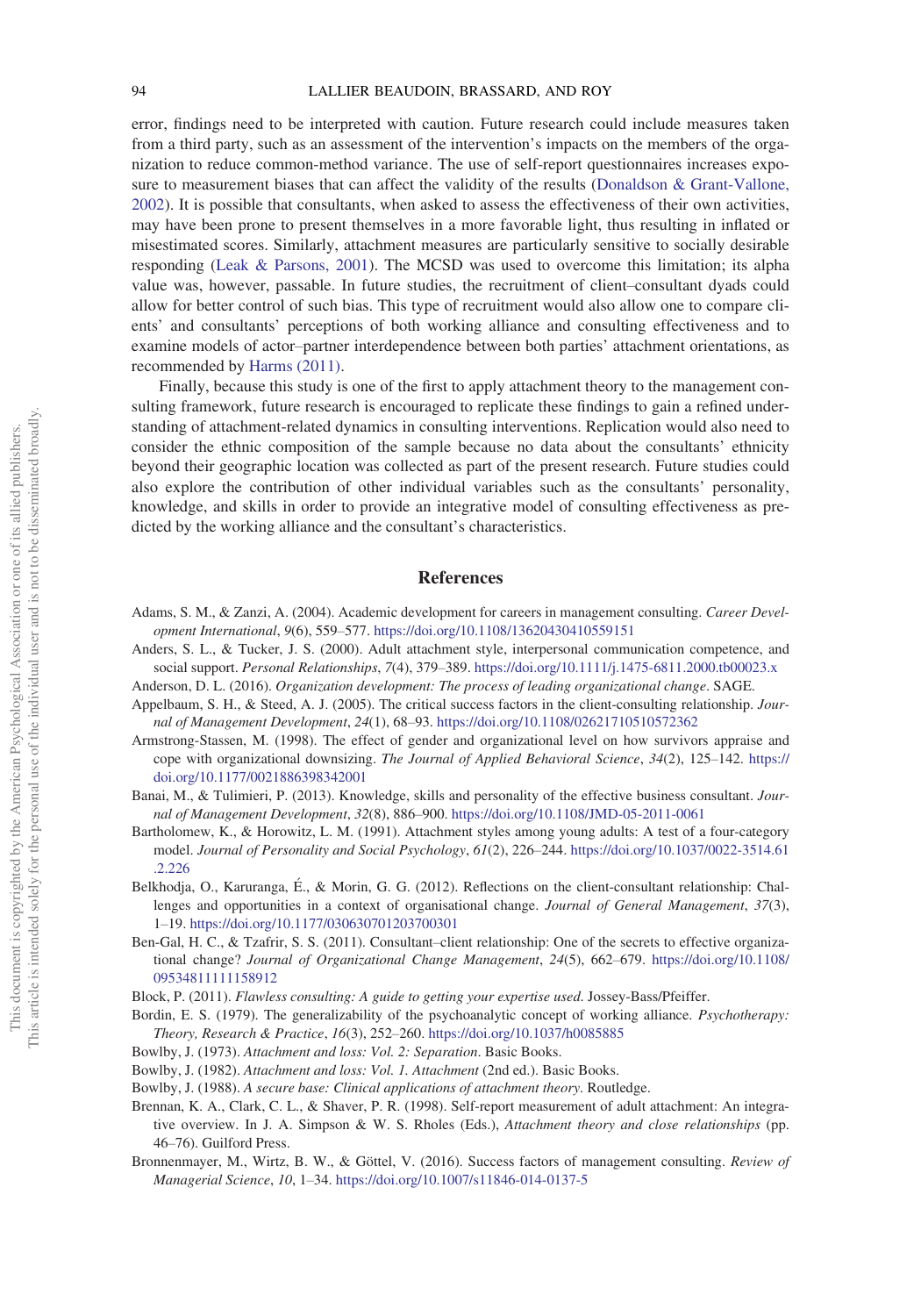error, findings need to be interpreted with caution. Future research could include measures taken from a third party, such as an assessment of the intervention's impacts on the members of the organization to reduce common-method variance. The use of self-report questionnaires increases exposure to measurement biases that can affect the validity of the results (Donaldson & Grant-Vallone, 2002). It is possible that consultants, when asked to assess the effectiveness of their own activities, may have been prone to present themselves in a more favorable light, thus resulting in inflated or misestimated scores. Similarly, attachment measures are particularly sensitive to socially desirable responding (Leak & Parsons, 2001). The MCSD was used to overcome this limitation; its alpha value was, however, passable. In future studies, the recruitment of client–consultant dyads could allow for better control of such bias. This type of recruitment would also allow one to compare clients' and consultants' perceptions of both working alliance and consulting effectiveness and to examine models of actor–partner interdependence between both parties' attachment orientations, as recommended by Harms (2011).

Finally, because this study is one of the first to apply attachment theory to the management consulting framework, future research is encouraged to replicate these findings to gain a refined understanding of attachment-related dynamics in consulting interventions. Replication would also need to consider the ethnic composition of the sample because no data about the consultants' ethnicity beyond their geographic location was collected as part of the present research. Future studies could also explore the contribution of other individual variables such as the consultants' personality, knowledge, and skills in order to provide an integrative model of consulting effectiveness as predicted by the working alliance and the consultant's characteristics.

## References

Adams, S. M., & Zanzi, A. (2004). Academic development for careers in management consulting. *Career Development International*, *9*(6), 559–577. https://doi.org/10.1108/13620430410559151

Anders, S. L., & Tucker, J. S. (2000). Adult attachment style, interpersonal communication competence, and social support. *Personal Relationships*, *7*(4), 379–389. https://doi.org/10.1111/j.1475-6811.2000.tb00023.x

Anderson, D. L. (2016). *Organization development: The process of leading organizational change*. SAGE.

Appelbaum, S. H., & Steed, A. J. (2005). The critical success factors in the client-consulting relationship. *Journal of Management Development*, *24*(1), 68–93. https://doi.org/10.1108/02621710510572362

Armstrong-Stassen, M. (1998). The effect of gender and organizational level on how survivors appraise and cope with organizational downsizing. *The Journal of Applied Behavioral Science*, *34*(2), 125–142. https://doi.org/10.1177/0021886398342001

Banai, M., & Tulimieri, P. (2013). Knowledge, skills and personality of the effective business consultant. *Journal of Management Development*, *32*(8), 886–900. https://doi.org/10.1108/JMD-05-2011-0061

Bartholomew, K., & Horowitz, L. M. (1991). Attachment styles among young adults: A test of a four-category model. *Journal of Personality and Social Psychology*, *61*(2), 226–244. https://doi.org/10.1037/0022-3514.61.2.226

Belkhodja, O., Karuranga, É., & Morin, G. G. (2012). Reflections on the client-consultant relationship: Challenges and opportunities in a context of organisational change. *Journal of General Management*, *37*(3), 1–19. https://doi.org/10.1177/030630701203700301

Ben-Gal, H. C., & Tzafrir, S. S. (2011). Consultant–client relationship: One of the secrets to effective organizational change? *Journal of Organizational Change Management*, *24*(5), 662–679. https://doi.org/10.1108/09534811111158912

Block, P. (2011). *Flawless consulting: A guide to getting your expertise used*. Jossey-Bass/Pfeiffer.

Bordin, E. S. (1979). The generalizability of the psychoanalytic concept of working alliance. *Psychotherapy: Theory, Research & Practice*, *16*(3), 252–260. https://doi.org/10.1037/h0085885

Bowlby, J. (1973). *Attachment and loss: Vol. 2: Separation*. Basic Books.

Bowlby, J. (1982). *Attachment and loss: Vol. 1. Attachment* (2nd ed.). Basic Books.

Bowlby, J. (1988). *A secure base: Clinical applications of attachment theory*. Routledge.

Brennan, K. A., Clark, C. L., & Shaver, P. R. (1998). Self-report measurement of adult attachment: An integrative overview. In J. A. Simpson & W. S. Rholes (Eds.), *Attachment theory and close relationships* (pp. 46–76). Guilford Press.

Bronnenmayer, M., Wirtz, B. W., & Göttel, V. (2016). Success factors of management consulting. *Review of Managerial Science*, *10*, 1–34. https://doi.org/10.1007/s11846-014-0137-5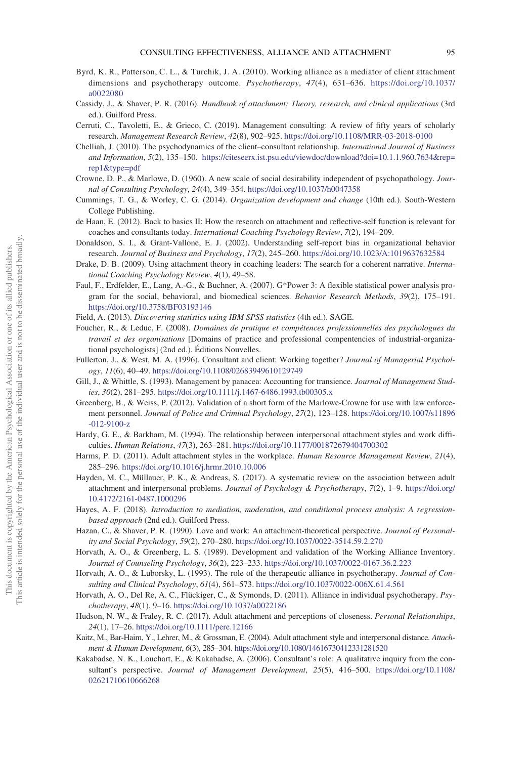Byrd, K. R., Patterson, C. L., & Turchik, J. A. (2010). Working alliance as a mediator of client attachment dimensions and psychotherapy outcome. *Psychotherapy*, *47*(4), 631–636. https://doi.org/10.1037/a0022080

Cassidy, J., & Shaver, P. R. (2016). *Handbook of attachment: Theory, research, and clinical applications* (3rd ed.). Guilford Press.

Cerruti, C., Tavoletti, E., & Grieco, C. (2019). Management consulting: A review of fifty years of scholarly research. *Management Research Review*, *42*(8), 902–925. https://doi.org/10.1108/MRR-03-2018-0100

Chelliah, J. (2010). The psychodynamics of the client–consultant relationship. *International Journal of Business and Information*, *5*(2), 135–150. https://citeseerx.ist.psu.edu/viewdoc/download?doi=10.1.1.960.7634&rep=rep1&type=pdf

Crowne, D. P., & Marlowe, D. (1960). A new scale of social desirability independent of psychopathology. *Journal of Consulting Psychology*, *24*(4), 349–354. https://doi.org/10.1037/h0047358

Cummings, T. G., & Worley, C. G. (2014). *Organization development and change* (10th ed.). South-Western College Publishing.

de Haan, E. (2012). Back to basics II: How the research on attachment and reflective-self function is relevant for coaches and consultants today. *International Coaching Psychology Review*, *7*(2), 194–209.

Donaldson, S. I., & Grant-Vallone, E. J. (2002). Understanding self-report bias in organizational behavior research. *Journal of Business and Psychology*, *17*(2), 245–260. https://doi.org/10.1023/A:1019637632584

Drake, D. B. (2009). Using attachment theory in coaching leaders: The search for a coherent narrative. *International Coaching Psychology Review*, *4*(1), 49–58.

Faul, F., Erdfelder, E., Lang, A.-G., & Buchner, A. (2007). G*Power 3: A flexible statistical power analysis program for the social, behavioral, and biomedical sciences. *Behavior Research Methods*, *39*(2), 175–191. https://doi.org/10.3758/BF03193146

Field, A. (2013). *Discovering statistics using IBM SPSS statistics* (4th ed.). SAGE.

Foucher, R., & Leduc, F. (2008). *Domaines de pratique et compétences professionnelles des psychologues du travail et des organisations* [Domains of practice and professional compentencies of industrial-organizational psychologists] (2nd ed.). Éditions Nouvelles.

Fullerton, J., & West, M. A. (1996). Consultant and client: Working together? *Journal of Managerial Psychology*, *11*(6), 40–49. https://doi.org/10.1108/02683949610129749

Gill, J., & Whittle, S. (1993). Management by panacea: Accounting for transience. *Journal of Management Studies*, *30*(2), 281–295. https://doi.org/10.1111/j.1467-6486.1993.tb00305.x

Greenberg, B., & Weiss, P. (2012). Validation of a short form of the Marlowe-Crowne for use with law enforcement personnel. *Journal of Police and Criminal Psychology*, *27*(2), 123–128. https://doi.org/10.1007/s11896-012-9100-z

Hardy, G. E., & Barkham, M. (1994). The relationship between interpersonal attachment styles and work difficulties. *Human Relations*, *47*(3), 263–281. https://doi.org/10.1177/001872679404700302

Harms, P. D. (2011). Adult attachment styles in the workplace. *Human Resource Management Review*, *21*(4), 285–296. https://doi.org/10.1016/j.hrmr.2010.10.006

Hayden, M. C., Müllauer, P. K., & Andreas, S. (2017). A systematic review on the association between adult attachment and interpersonal problems. *Journal of Psychology & Psychotherapy*, *7*(2), 1–9. https://doi.org/10.4172/2161-0487.1000296

Hayes, A. F. (2018). *Introduction to mediation, moderation, and conditional process analysis: A regression-based approach* (2nd ed.). Guilford Press.

Hazan, C., & Shaver, P. R. (1990). Love and work: An attachment-theoretical perspective. *Journal of Personality and Social Psychology*, *59*(2), 270–280. https://doi.org/10.1037/0022-3514.59.2.270

Horvath, A. O., & Greenberg, L. S. (1989). Development and validation of the Working Alliance Inventory. *Journal of Counseling Psychology*, *36*(2), 223–233. https://doi.org/10.1037/0022-0167.36.2.223

Horvath, A. O., & Luborsky, L. (1993). The role of the therapeutic alliance in psychotherapy. *Journal of Consulting and Clinical Psychology*, *61*(4), 561–573. https://doi.org/10.1037/0022-006X.61.4.561

Horvath, A. O., Del Re, A. C., Flückiger, C., & Symonds, D. (2011). Alliance in individual psychotherapy. *Psychotherapy*, *48*(1), 9–16. https://doi.org/10.1037/a0022186

Hudson, N. W., & Fraley, R. C. (2017). Adult attachment and perceptions of closeness. *Personal Relationships*, *24*(1), 17–26. https://doi.org/10.1111/pere.12166

Kaitz, M., Bar-Haim, Y., Lehrer, M., & Grossman, E. (2004). Adult attachment style and interpersonal distance. *Attachment & Human Development*, *6*(3), 285–304. https://doi.org/10.1080/14616730412331281520

Kakabadse, N. K., Louchart, E., & Kakabadse, A. (2006). Consultant's role: A qualitative inquiry from the consultant's perspective. *Journal of Management Development*, *25*(5), 416–500. https://doi.org/10.1108/02621710610666268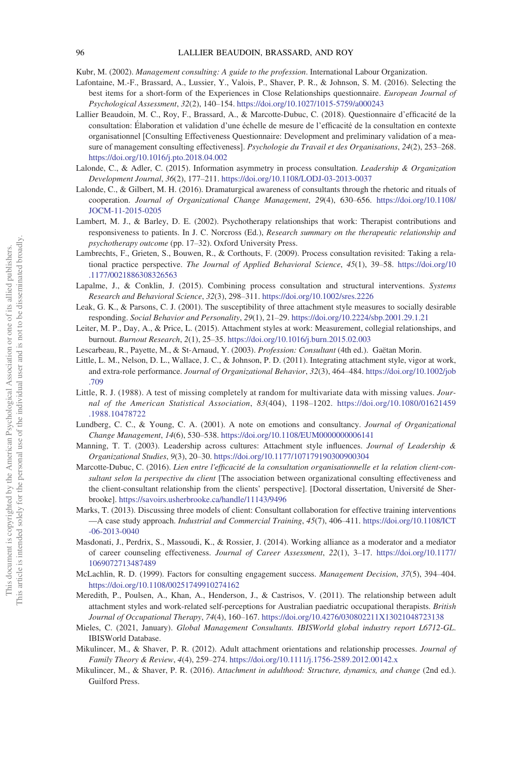Kubr, M. (2002). *Management consulting: A guide to the profession*. International Labour Organization.

Lafontaine, M.-F., Brassard, A., Lussier, Y., Valois, P., Shaver, P. R., & Johnson, S. M. (2016). Selecting the best items for a short-form of the Experiences in Close Relationships questionnaire. *European Journal of Psychological Assessment*, *32*(2), 140–154. https://doi.org/10.1027/1015-5759/a000243

Lallier Beaudoin, M. C., Roy, F., Brassard, A., & Marcotte-Dubuc, C. (2018). Questionnaire d'efficacité de la consultation: Élaboration et validation d'une échelle de mesure de l'efficacité de la consultation en contexte organisationnel [Consulting Effectiveness Questionnaire: Development and preliminary validation of a measure of management consulting effectiveness]. *Psychologie du Travail et des Organisations*, *24*(2), 253–268. https://doi.org/10.1016/j.pto.2018.04.002

Lalonde, C., & Adler, C. (2015). Information asymmetry in process consultation. *Leadership & Organization Development Journal*, *36*(2), 177–211. https://doi.org/10.1108/LODJ-03-2013-0037

Lalonde, C., & Gilbert, M. H. (2016). Dramaturgical awareness of consultants through the rhetoric and rituals of cooperation. *Journal of Organizational Change Management*, *29*(4), 630–656. https://doi.org/10.1108/JOCM-11-2015-0205

Lambert, M. J., & Barley, D. E. (2002). Psychotherapy relationships that work: Therapist contributions and responsiveness to patients. In J. C. Norcross (Ed.), *Research summary on the therapeutic relationship and psychotherapy outcome* (pp. 17–32). Oxford University Press.

Lambrechts, F., Grieten, S., Bouwen, R., & Corthouts, F. (2009). Process consultation revisited: Taking a relational practice perspective. *The Journal of Applied Behavioral Science*, *45*(1), 39–58. https://doi.org/10.1177/0021886308326563

Lapalme, J., & Conklin, J. (2015). Combining process consultation and structural interventions. *Systems Research and Behavioral Science*, *32*(3), 298–311. https://doi.org/10.1002/sres.2226

Leak, G. K., & Parsons, C. J. (2001). The susceptibility of three attachment style measures to socially desirable responding. *Social Behavior and Personality*, *29*(1), 21–29. https://doi.org/10.2224/sbp.2001.29.1.21

Leiter, M. P., Day, A., & Price, L. (2015). Attachment styles at work: Measurement, collegial relationships, and burnout. *Burnout Research*, *2*(1), 25–35. https://doi.org/10.1016/j.burn.2015.02.003

Lescarbeau, R., Payette, M., & St-Arnaud, Y. (2003). *Profession: Consultant* (4th ed.). Gaëtan Morin.

Little, L. M., Nelson, D. L., Wallace, J. C., & Johnson, P. D. (2011). Integrating attachment style, vigor at work, and extra-role performance. *Journal of Organizational Behavior*, *32*(3), 464–484. https://doi.org/10.1002/job.709

Little, R. J. (1988). A test of missing completely at random for multivariate data with missing values. *Journal of the American Statistical Association*, *83*(404), 1198–1202. https://doi.org/10.1080/01621459.1988.10478722

Lundberg, C. C., & Young, C. A. (2001). A note on emotions and consultancy. *Journal of Organizational Change Management*, *14*(6), 530–538. https://doi.org/10.1108/EUM0000000006141

Manning, T. T. (2003). Leadership across cultures: Attachment style influences. *Journal of Leadership & Organizational Studies*, *9*(3), 20–30. https://doi.org/10.1177/107179190300900304

Marcotte-Dubuc, C. (2016). *Lien entre l'efficacité de la consultation organisationnelle et la relation client-consultant selon la perspective du client* [The association between organizational consulting effectiveness and the client-consultant relationship from the clients' perspective]. [Doctoral dissertation, Université de Sherbrooke]. https://savoirs.usherbrooke.ca/handle/11143/9496

Marks, T. (2013). Discussing three models of client: Consultant collaboration for effective training interventions—A case study approach. *Industrial and Commercial Training*, *45*(7), 406–411. https://doi.org/10.1108/ICT-06-2013-0040

Masdonati, J., Perdrix, S., Massoudi, K., & Rossier, J. (2014). Working alliance as a moderator and a mediator of career counseling effectiveness. *Journal of Career Assessment*, *22*(1), 3–17. https://doi.org/10.1177/1069072713487489

McLachlin, R. D. (1999). Factors for consulting engagement success. *Management Decision*, *37*(5), 394–404. https://doi.org/10.1108/00251749910274162

Meredith, P., Poulsen, A., Khan, A., Henderson, J., & Castrisos, V. (2011). The relationship between adult attachment styles and work-related self-perceptions for Australian paediatric occupational therapists. *British Journal of Occupational Therapy*, *74*(4), 160–167. https://doi.org/10.4276/030802211X13021048723138

Mieles, C. (2021, January). *Global Management Consultants. IBISWorld global industry report L6712-GL*. IBISWorld Database.

Mikulincer, M., & Shaver, P. R. (2012). Adult attachment orientations and relationship processes. *Journal of Family Theory & Review*, *4*(4), 259–274. https://doi.org/10.1111/j.1756-2589.2012.00142.x

Mikulincer, M., & Shaver, P. R. (2016). *Attachment in adulthood: Structure, dynamics, and change* (2nd ed.). Guilford Press.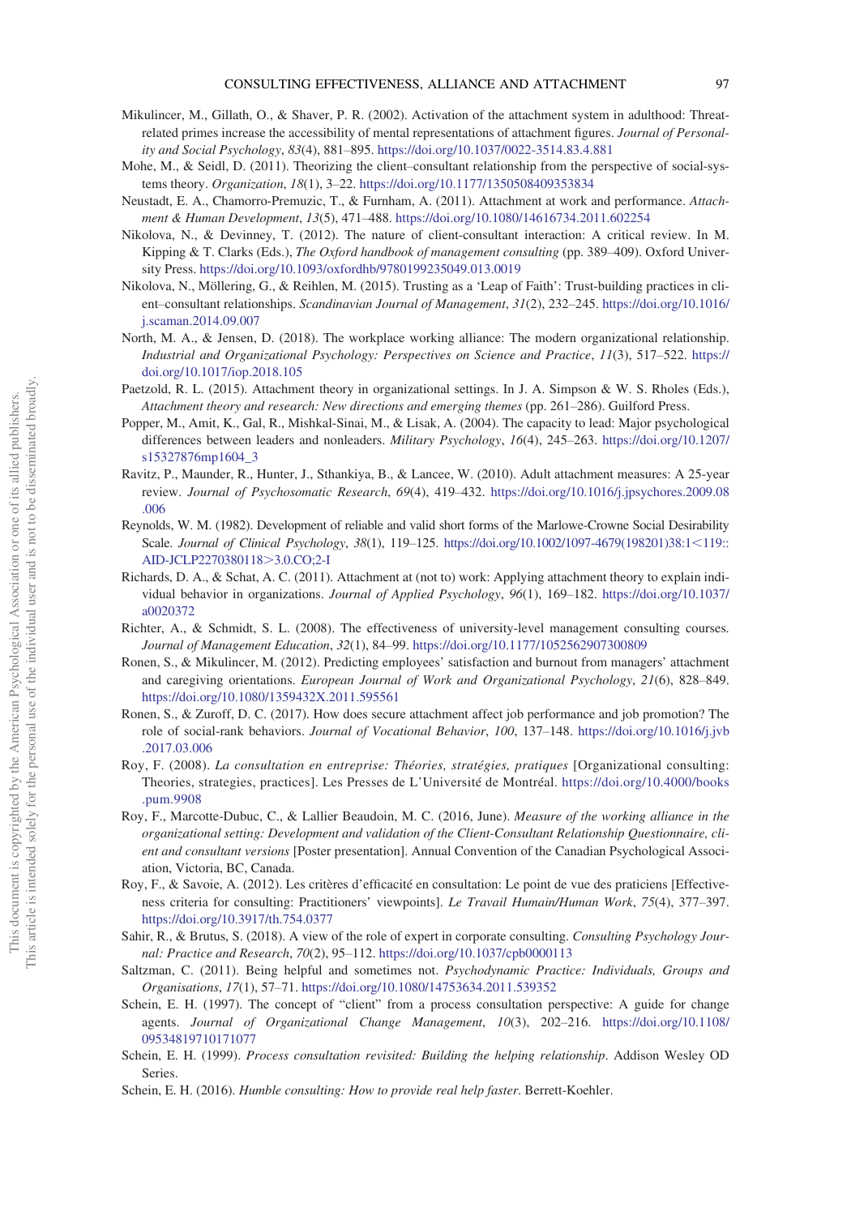Mikulincer, M., Gillath, O., & Shaver, P. R. (2002). Activation of the attachment system in adulthood: Threat-related primes increase the accessibility of mental representations of attachment figures. *Journal of Personality and Social Psychology*, *83*(4), 881–895. https://doi.org/10.1037/0022-3514.83.4.881

Mohe, M., & Seidl, D. (2011). Theorizing the client–consultant relationship from the perspective of social-systems theory. *Organization*, *18*(1), 3–22. https://doi.org/10.1177/1350508409353834

Neustadt, E. A., Chamorro-Premuzic, T., & Furnham, A. (2011). Attachment at work and performance. *Attachment & Human Development*, *13*(5), 471–488. https://doi.org/10.1080/14616734.2011.602254

Nikolova, N., & Devinney, T. (2012). The nature of client-consultant interaction: A critical review. In M. Kipping & T. Clarks (Eds.), *The Oxford handbook of management consulting* (pp. 389–409). Oxford University Press. https://doi.org/10.1093/oxfordhb/9780199235049.013.0019

Nikolova, N., Möllering, G., & Reihlen, M. (2015). Trusting as a 'Leap of Faith': Trust-building practices in client–consultant relationships. *Scandinavian Journal of Management*, *31*(2), 232–245. https://doi.org/10.1016/j.scaman.2014.09.007

North, M. A., & Jensen, D. (2018). The workplace working alliance: The modern organizational relationship. *Industrial and Organizational Psychology: Perspectives on Science and Practice*, *11*(3), 517–522. https://doi.org/10.1017/iop.2018.105

Paetzold, R. L. (2015). Attachment theory in organizational settings. In J. A. Simpson & W. S. Rholes (Eds.), *Attachment theory and research: New directions and emerging themes* (pp. 261–286). Guilford Press.

Popper, M., Amit, K., Gal, R., Mishkal-Sinai, M., & Lisak, A. (2004). The capacity to lead: Major psychological differences between leaders and nonleaders. *Military Psychology*, *16*(4), 245–263. https://doi.org/10.1207/s15327876mp1604_3

Ravitz, P., Maunder, R., Hunter, J., Sthankiya, B., & Lancee, W. (2010). Adult attachment measures: A 25-year review. *Journal of Psychosomatic Research*, *69*(4), 419–432. https://doi.org/10.1016/j.jpsychores.2009.08.006

Reynolds, W. M. (1982). Development of reliable and valid short forms of the Marlowe-Crowne Social Desirability Scale. *Journal of Clinical Psychology*, *38*(1), 119–125. https://doi.org/10.1002/1097-4679(198201)38:1<119::AID-JCLP2270380118>3.0.CO;2-I

Richards, D. A., & Schat, A. C. (2011). Attachment at (not to) work: Applying attachment theory to explain individual behavior in organizations. *Journal of Applied Psychology*, *96*(1), 169–182. https://doi.org/10.1037/a0020372

Richter, A., & Schmidt, S. L. (2008). The effectiveness of university-level management consulting courses. *Journal of Management Education*, *32*(1), 84–99. https://doi.org/10.1177/1052562907300809

Ronen, S., & Mikulincer, M. (2012). Predicting employees' satisfaction and burnout from managers' attachment and caregiving orientations. *European Journal of Work and Organizational Psychology*, *21*(6), 828–849. https://doi.org/10.1080/1359432X.2011.595561

Ronen, S., & Zuroff, D. C. (2017). How does secure attachment affect job performance and job promotion? The role of social-rank behaviors. *Journal of Vocational Behavior*, *100*, 137–148. https://doi.org/10.1016/j.jvb.2017.03.006

Roy, F. (2008). *La consultation en entreprise: Théories, stratégies, pratiques* [Organizational consulting: Theories, strategies, practices]. Les Presses de L'Université de Montréal. https://doi.org/10.4000/books.pum.9908

Roy, F., Marcotte-Dubuc, C., & Lallier Beaudoin, M. C. (2016, June). *Measure of the working alliance in the organizational setting: Development and validation of the Client-Consultant Relationship Questionnaire, client and consultant versions* [Poster presentation]. Annual Convention of the Canadian Psychological Association, Victoria, BC, Canada.

Roy, F., & Savoie, A. (2012). Les critères d'efficacité en consultation: Le point de vue des praticiens [Effectiveness criteria for consulting: Practitioners' viewpoints]. *Le Travail Humain/Human Work*, *75*(4), 377–397. https://doi.org/10.3917/th.754.0377

Sahir, R., & Brutus, S. (2018). A view of the role of expert in corporate consulting. *Consulting Psychology Journal: Practice and Research*, *70*(2), 95–112. https://doi.org/10.1037/cpb0000113

Saltzman, C. (2011). Being helpful and sometimes not. *Psychodynamic Practice: Individuals, Groups and Organisations*, *17*(1), 57–71. https://doi.org/10.1080/14753634.2011.539352

Schein, E. H. (1997). The concept of "client" from a process consultation perspective: A guide for change agents. *Journal of Organizational Change Management*, *10*(3), 202–216. https://doi.org/10.1108/09534819710171077

Schein, E. H. (1999). *Process consultation revisited: Building the helping relationship*. Addison Wesley OD Series.

Schein, E. H. (2016). *Humble consulting: How to provide real help faster*. Berrett-Koehler.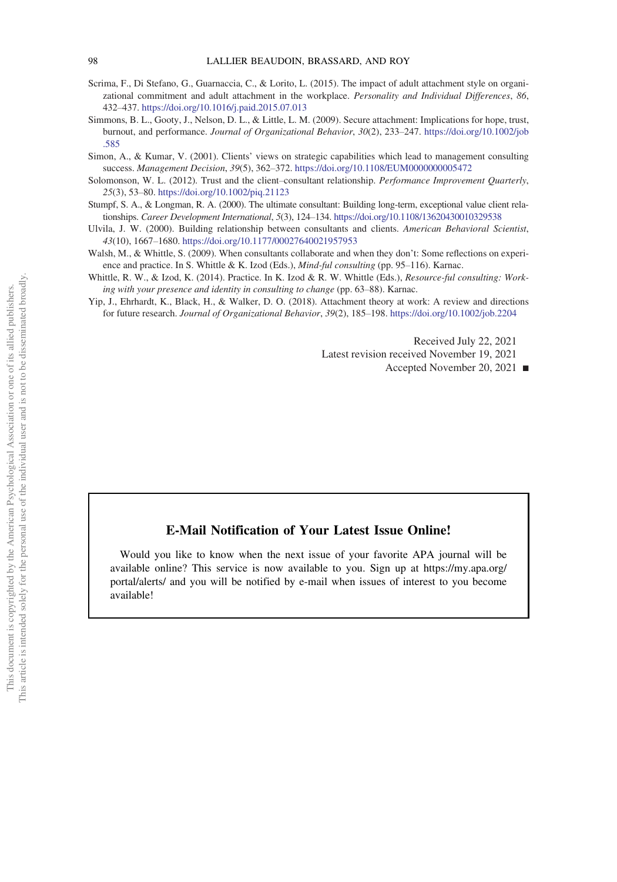Scrima, F., Di Stefano, G., Guarnaccia, C., & Lorito, L. (2015). The impact of adult attachment style on organizational commitment and adult attachment in the workplace. *Personality and Individual Differences*, *86*, 432–437. https://doi.org/10.1016/j.paid.2015.07.013

Simmons, B. L., Gooty, J., Nelson, D. L., & Little, L. M. (2009). Secure attachment: Implications for hope, trust, burnout, and performance. *Journal of Organizational Behavior*, *30*(2), 233–247. https://doi.org/10.1002/job.585

Simon, A., & Kumar, V. (2001). Clients' views on strategic capabilities which lead to management consulting success. *Management Decision*, *39*(5), 362–372. https://doi.org/10.1108/EUM0000000005472

Solomonson, W. L. (2012). Trust and the client–consultant relationship. *Performance Improvement Quarterly*, *25*(3), 53–80. https://doi.org/10.1002/piq.21123

Stumpf, S. A., & Longman, R. A. (2000). The ultimate consultant: Building long-term, exceptional value client relationships. *Career Development International*, *5*(3), 124–134. https://doi.org/10.1108/13620430010329538

Ulvila, J. W. (2000). Building relationship between consultants and clients. *American Behavioral Scientist*, *43*(10), 1667–1680. https://doi.org/10.1177/00027640021957953

Walsh, M., & Whittle, S. (2009). When consultants collaborate and when they don't: Some reflections on experience and practice. In S. Whittle & K. Izod (Eds.), *Mind-ful consulting* (pp. 95–116). Karnac.

Whittle, R. W., & Izod, K. (2014). Practice. In K. Izod & R. W. Whittle (Eds.), *Resource-ful consulting: Working with your presence and identity in consulting to change* (pp. 63–88). Karnac.

Yip, J., Ehrhardt, K., Black, H., & Walker, D. O. (2018). Attachment theory at work: A review and directions for future research. *Journal of Organizational Behavior*, *39*(2), 185–198. https://doi.org/10.1002/job.2204

Received July 22, 2021
Latest revision received November 19, 2021
Accepted November 20, 2021 ■

**E-Mail Notification of Your Latest Issue Online!**

Would you like to know when the next issue of your favorite APA journal will be available online? This service is now available to you. Sign up at https://my.apa.org/portal/alerts/ and you will be notified by e-mail when issues of interest to you become available!